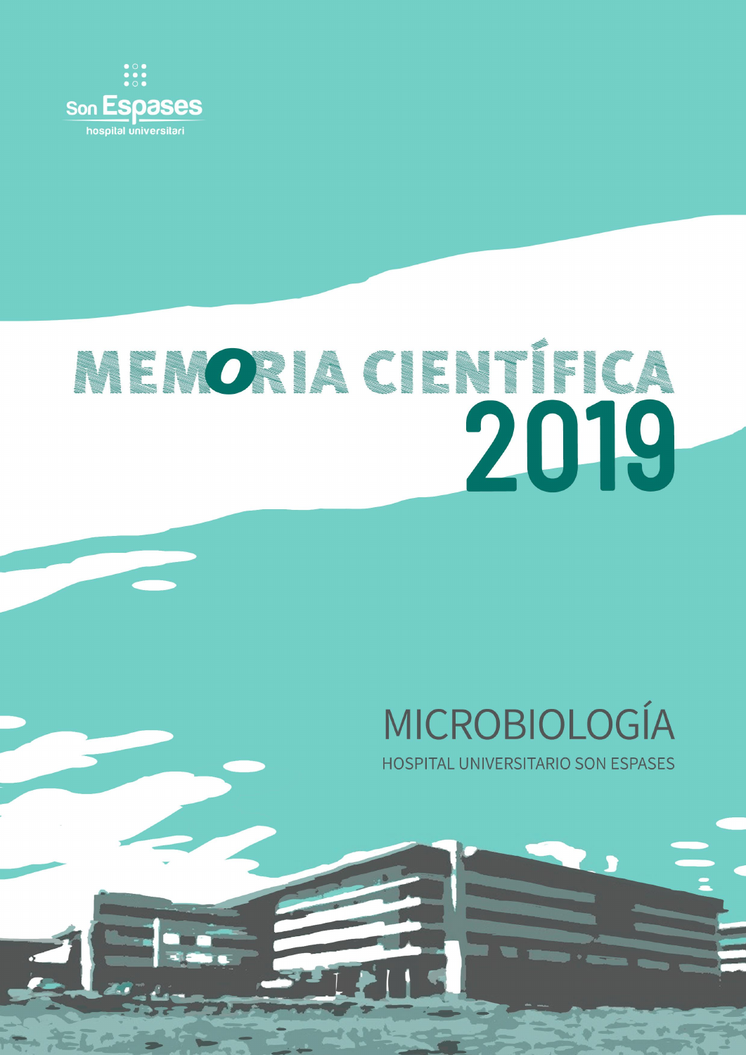Son Espases
hospital universitari

# MEMORIA CIENTÍFICA 2019

## MICROBIOLOGÍA

HOSPITAL UNIVERSITARIO SON ESPASES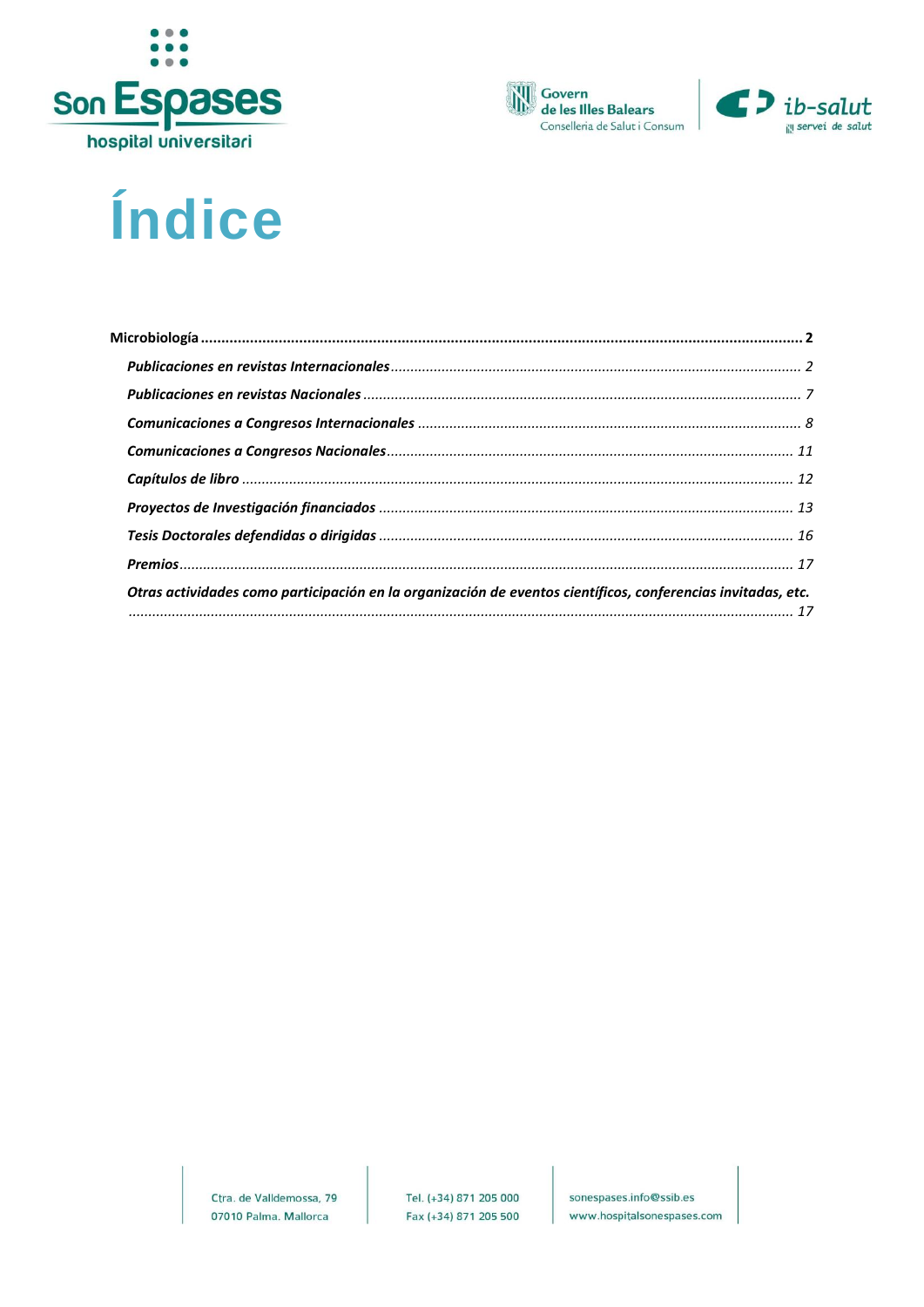# Índice

**Microbiología** .......... **2**

- ***Publicaciones en revistas Internacionales*** .......... *2*
- ***Publicaciones en revistas Nacionales*** .......... *7*
- ***Comunicaciones a Congresos Internacionales*** .......... *8*
- ***Comunicaciones a Congresos Nacionales*** .......... *11*
- ***Capítulos de libro*** .......... *12*
- ***Proyectos de Investigación financiados*** .......... *13*
- ***Tesis Doctorales defendidas o dirigidas*** .......... *16*
- ***Premios*** .......... *17*
- ***Otras actividades como participación en la organización de eventos científicos, conferencias invitadas, etc.*** .......... *17*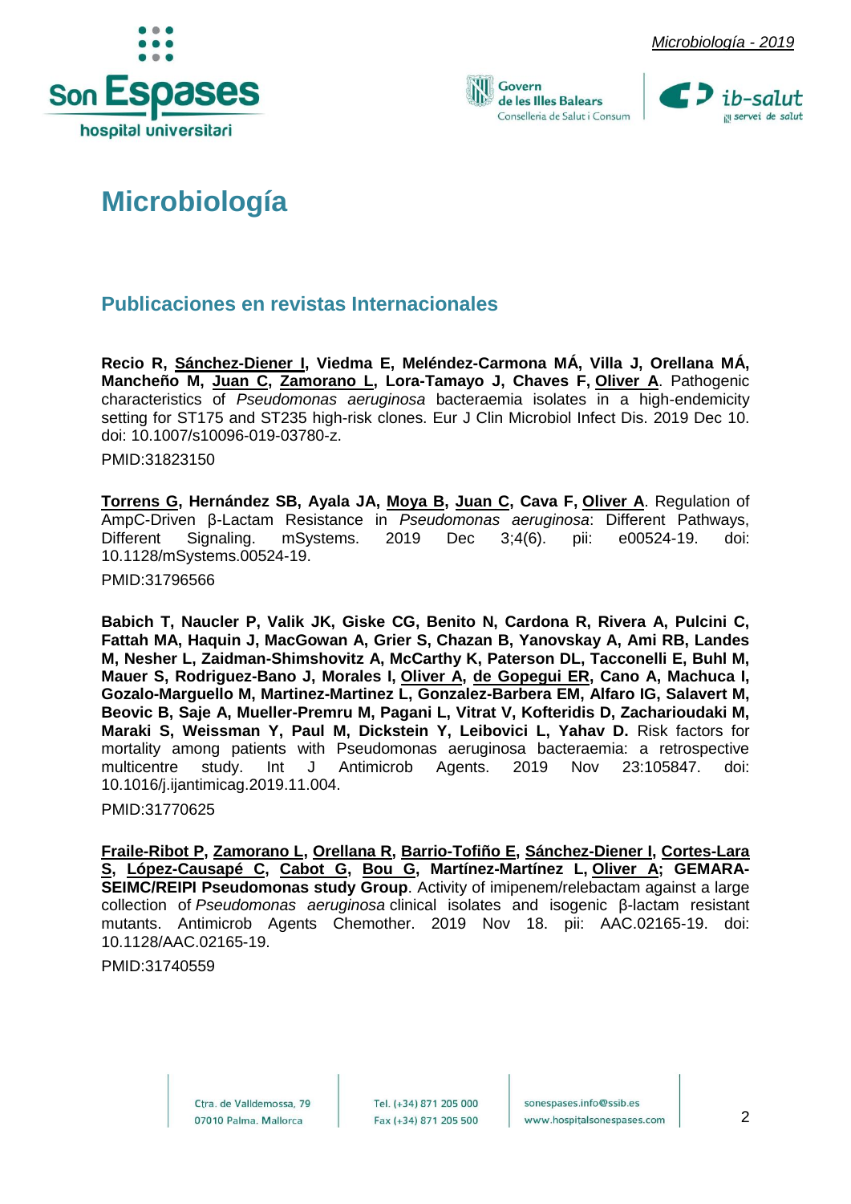# Microbiología

## Publicaciones en revistas Internacionales

**Recio R, Sánchez-Diener I, Viedma E, Meléndez-Carmona MÁ, Villa J, Orellana MÁ, Mancheño M, Juan C, Zamorano L, Lora-Tamayo J, Chaves F, Oliver A**. Pathogenic characteristics of *Pseudomonas aeruginosa* bacteraemia isolates in a high-endemicity setting for ST175 and ST235 high-risk clones. Eur J Clin Microbiol Infect Dis. 2019 Dec 10. doi: 10.1007/s10096-019-03780-z.

PMID:31823150

**Torrens G, Hernández SB, Ayala JA, Moya B, Juan C, Cava F, Oliver A**. Regulation of AmpC-Driven β-Lactam Resistance in *Pseudomonas aeruginosa*: Different Pathways, Different Signaling. mSystems. 2019 Dec 3;4(6). pii: e00524-19. doi: 10.1128/mSystems.00524-19.

PMID:31796566

**Babich T, Naucler P, Valik JK, Giske CG, Benito N, Cardona R, Rivera A, Pulcini C, Fattah MA, Haquin J, MacGowan A, Grier S, Chazan B, Yanovskay A, Ami RB, Landes M, Nesher L, Zaidman-Shimshovitz A, McCarthy K, Paterson DL, Tacconelli E, Buhl M, Mauer S, Rodriguez-Bano J, Morales I, Oliver A, de Gopegui ER, Cano A, Machuca I, Gozalo-Marguello M, Martinez-Martinez L, Gonzalez-Barbera EM, Alfaro IG, Salavert M, Beovic B, Saje A, Mueller-Premru M, Pagani L, Vitrat V, Kofteridis D, Zacharioudaki M, Maraki S, Weissman Y, Paul M, Dickstein Y, Leibovici L, Yahav D.** Risk factors for mortality among patients with Pseudomonas aeruginosa bacteraemia: a retrospective multicentre study. Int J Antimicrob Agents. 2019 Nov 23:105847. doi: 10.1016/j.ijantimicag.2019.11.004.

PMID:31770625

**Fraile-Ribot P, Zamorano L, Orellana R, Barrio-Tofiño E, Sánchez-Diener I, Cortes-Lara S, López-Causapé C, Cabot G, Bou G, Martínez-Martínez L, Oliver A; GEMARA-SEIMC/REIPI Pseudomonas study Group**. Activity of imipenem/relebactam against a large collection of *Pseudomonas aeruginosa* clinical isolates and isogenic β-lactam resistant mutants. Antimicrob Agents Chemother. 2019 Nov 18. pii: AAC.02165-19. doi: 10.1128/AAC.02165-19.

PMID:31740559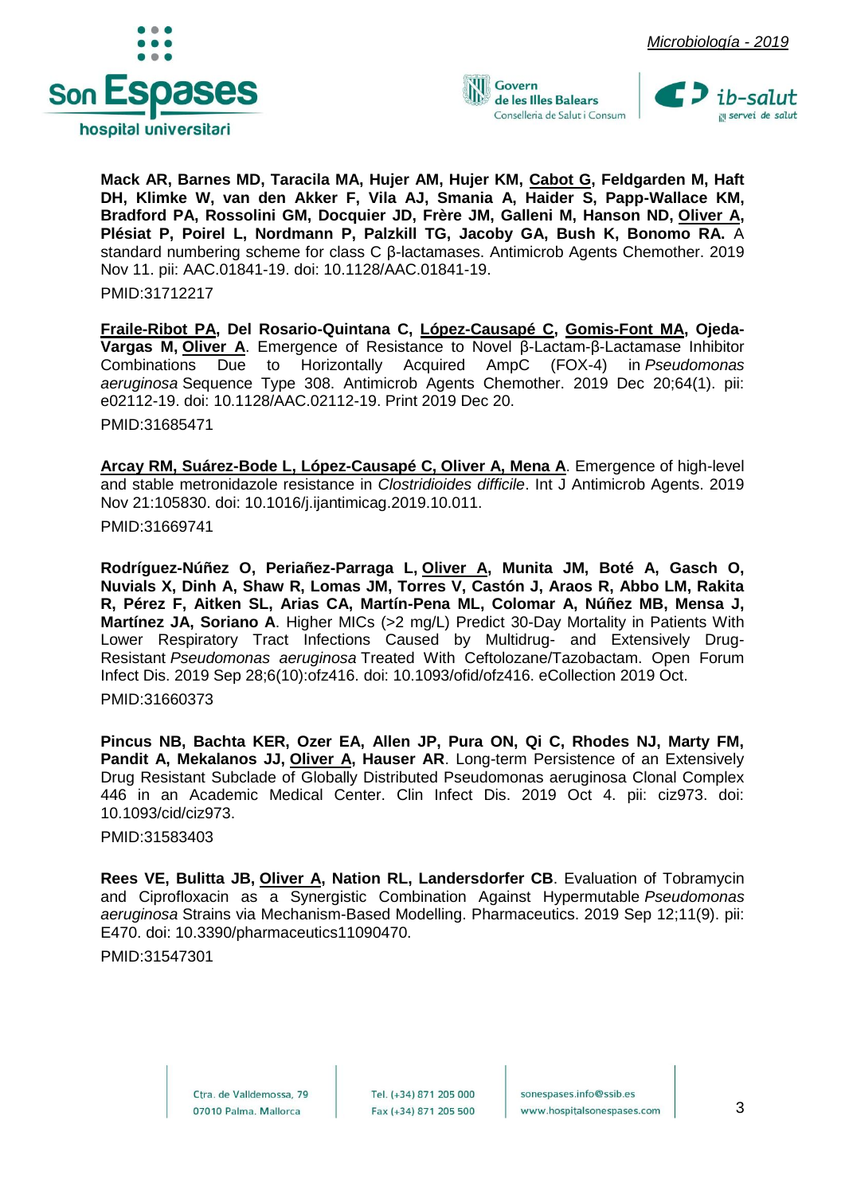**Mack AR, Barnes MD, Taracila MA, Hujer AM, Hujer KM, <u>Cabot G</u>, Feldgarden M, Haft DH, Klimke W, van den Akker F, Vila AJ, Smania A, Haider S, Papp-Wallace KM, Bradford PA, Rossolini GM, Docquier JD, Frère JM, Galleni M, Hanson ND, <u>Oliver A</u>, Plésiat P, Poirel L, Nordmann P, Palzkill TG, Jacoby GA, Bush K, Bonomo RA.** A standard numbering scheme for class C β-lactamases. Antimicrob Agents Chemother. 2019 Nov 11. pii: AAC.01841-19. doi: 10.1128/AAC.01841-19.

PMID:31712217

**<u>Fraile-Ribot PA</u>, Del Rosario-Quintana C, <u>López-Causapé C</u>, <u>Gomis-Font MA</u>, Ojeda-Vargas M, <u>Oliver A</u>**. Emergence of Resistance to Novel β-Lactam-β-Lactamase Inhibitor Combinations Due to Horizontally Acquired AmpC (FOX-4) in *Pseudomonas aeruginosa* Sequence Type 308. Antimicrob Agents Chemother. 2019 Dec 20;64(1). pii: e02112-19. doi: 10.1128/AAC.02112-19. Print 2019 Dec 20.

PMID:31685471

**<u>Arcay RM, Suárez-Bode L, López-Causapé C, Oliver A, Mena A</u>**. Emergence of high-level and stable metronidazole resistance in *Clostridioides difficile*. Int J Antimicrob Agents. 2019 Nov 21:105830. doi: 10.1016/j.ijantimicag.2019.10.011.

PMID:31669741

**Rodríguez-Núñez O, Periañez-Parraga L, <u>Oliver A</u>, Munita JM, Boté A, Gasch O, Nuvials X, Dinh A, Shaw R, Lomas JM, Torres V, Castón J, Araos R, Abbo LM, Rakita R, Pérez F, Aitken SL, Arias CA, Martín-Pena ML, Colomar A, Núñez MB, Mensa J, Martínez JA, Soriano A**. Higher MICs (>2 mg/L) Predict 30-Day Mortality in Patients With Lower Respiratory Tract Infections Caused by Multidrug- and Extensively Drug-Resistant *Pseudomonas aeruginosa* Treated With Ceftolozane/Tazobactam. Open Forum Infect Dis. 2019 Sep 28;6(10):ofz416. doi: 10.1093/ofid/ofz416. eCollection 2019 Oct.

PMID:31660373

**Pincus NB, Bachta KER, Ozer EA, Allen JP, Pura ON, Qi C, Rhodes NJ, Marty FM, Pandit A, Mekalanos JJ, <u>Oliver A</u>, Hauser AR**. Long-term Persistence of an Extensively Drug Resistant Subclade of Globally Distributed Pseudomonas aeruginosa Clonal Complex 446 in an Academic Medical Center. Clin Infect Dis. 2019 Oct 4. pii: ciz973. doi: 10.1093/cid/ciz973.

PMID:31583403

**Rees VE, Bulitta JB, <u>Oliver A</u>, Nation RL, Landersdorfer CB**. Evaluation of Tobramycin and Ciprofloxacin as a Synergistic Combination Against Hypermutable *Pseudomonas aeruginosa* Strains via Mechanism-Based Modelling. Pharmaceutics. 2019 Sep 12;11(9). pii: E470. doi: 10.3390/pharmaceutics11090470.

PMID:31547301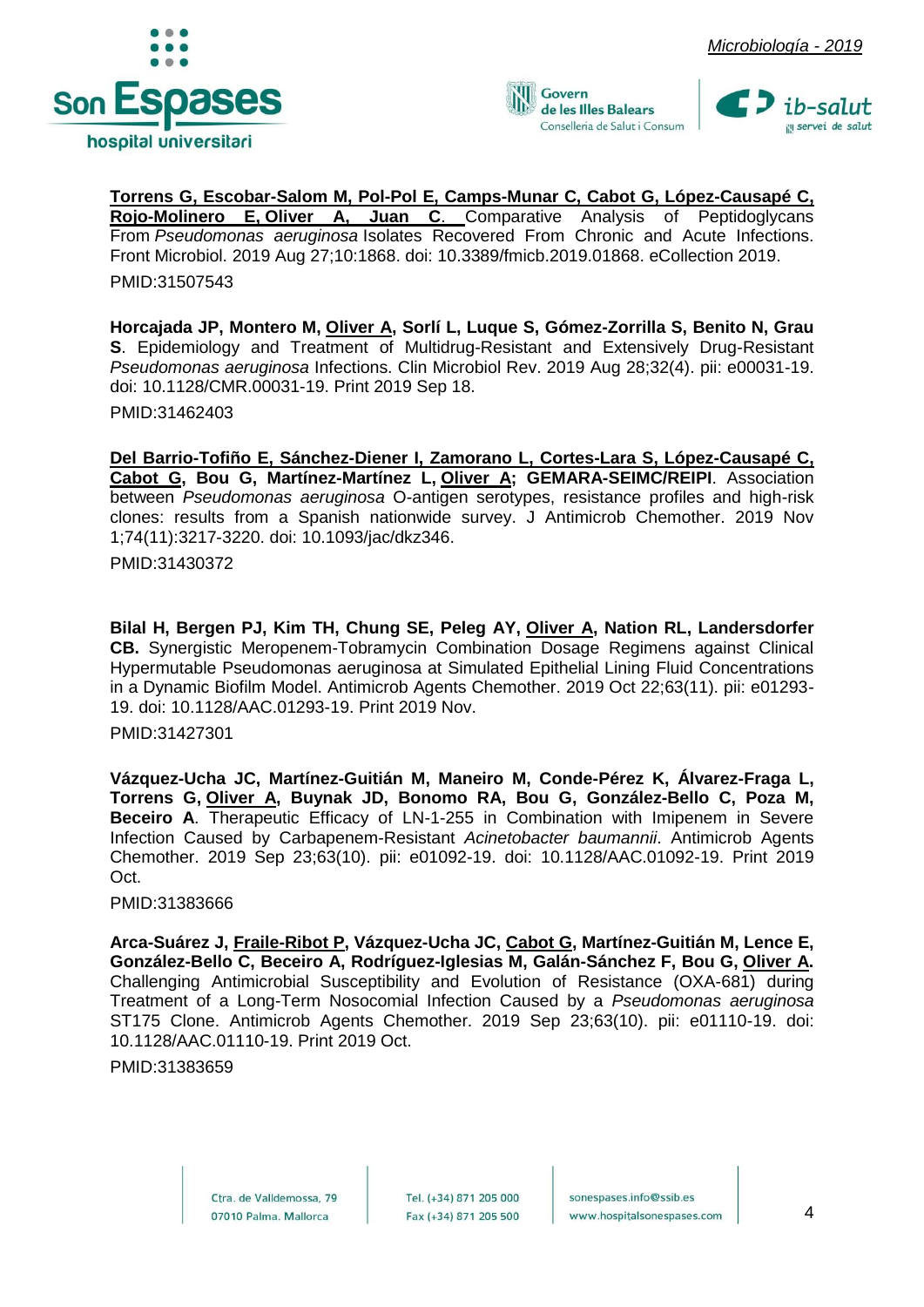**Torrens G, Escobar-Salom M, Pol-Pol E, Camps-Munar C, Cabot G, López-Causapé C, Rojo-Molinero E, Oliver A, Juan C**. Comparative Analysis of Peptidoglycans From *Pseudomonas aeruginosa* Isolates Recovered From Chronic and Acute Infections. Front Microbiol. 2019 Aug 27;10:1868. doi: 10.3389/fmicb.2019.01868. eCollection 2019.

PMID:31507543

**Horcajada JP, Montero M, Oliver A, Sorlí L, Luque S, Gómez-Zorrilla S, Benito N, Grau S**. Epidemiology and Treatment of Multidrug-Resistant and Extensively Drug-Resistant *Pseudomonas aeruginosa* Infections. Clin Microbiol Rev. 2019 Aug 28;32(4). pii: e00031-19. doi: 10.1128/CMR.00031-19. Print 2019 Sep 18.

PMID:31462403

**Del Barrio-Tofiño E, Sánchez-Diener I, Zamorano L, Cortes-Lara S, López-Causapé C, Cabot G, Bou G, Martínez-Martínez L, Oliver A; GEMARA-SEIMC/REIPI**. Association between *Pseudomonas aeruginosa* O-antigen serotypes, resistance profiles and high-risk clones: results from a Spanish nationwide survey. J Antimicrob Chemother. 2019 Nov 1;74(11):3217-3220. doi: 10.1093/jac/dkz346.

PMID:31430372

**Bilal H, Bergen PJ, Kim TH, Chung SE, Peleg AY, Oliver A, Nation RL, Landersdorfer CB.** Synergistic Meropenem-Tobramycin Combination Dosage Regimens against Clinical Hypermutable Pseudomonas aeruginosa at Simulated Epithelial Lining Fluid Concentrations in a Dynamic Biofilm Model. Antimicrob Agents Chemother. 2019 Oct 22;63(11). pii: e01293-19. doi: 10.1128/AAC.01293-19. Print 2019 Nov.

PMID:31427301

**Vázquez-Ucha JC, Martínez-Guitián M, Maneiro M, Conde-Pérez K, Álvarez-Fraga L, Torrens G, Oliver A, Buynak JD, Bonomo RA, Bou G, González-Bello C, Poza M, Beceiro A**. Therapeutic Efficacy of LN-1-255 in Combination with Imipenem in Severe Infection Caused by Carbapenem-Resistant *Acinetobacter baumannii*. Antimicrob Agents Chemother. 2019 Sep 23;63(10). pii: e01092-19. doi: 10.1128/AAC.01092-19. Print 2019 Oct.

PMID:31383666

**Arca-Suárez J, Fraile-Ribot P, Vázquez-Ucha JC, Cabot G, Martínez-Guitián M, Lence E, González-Bello C, Beceiro A, Rodríguez-Iglesias M, Galán-Sánchez F, Bou G, Oliver A.** Challenging Antimicrobial Susceptibility and Evolution of Resistance (OXA-681) during Treatment of a Long-Term Nosocomial Infection Caused by a *Pseudomonas aeruginosa* ST175 Clone. Antimicrob Agents Chemother. 2019 Sep 23;63(10). pii: e01110-19. doi: 10.1128/AAC.01110-19. Print 2019 Oct.

PMID:31383659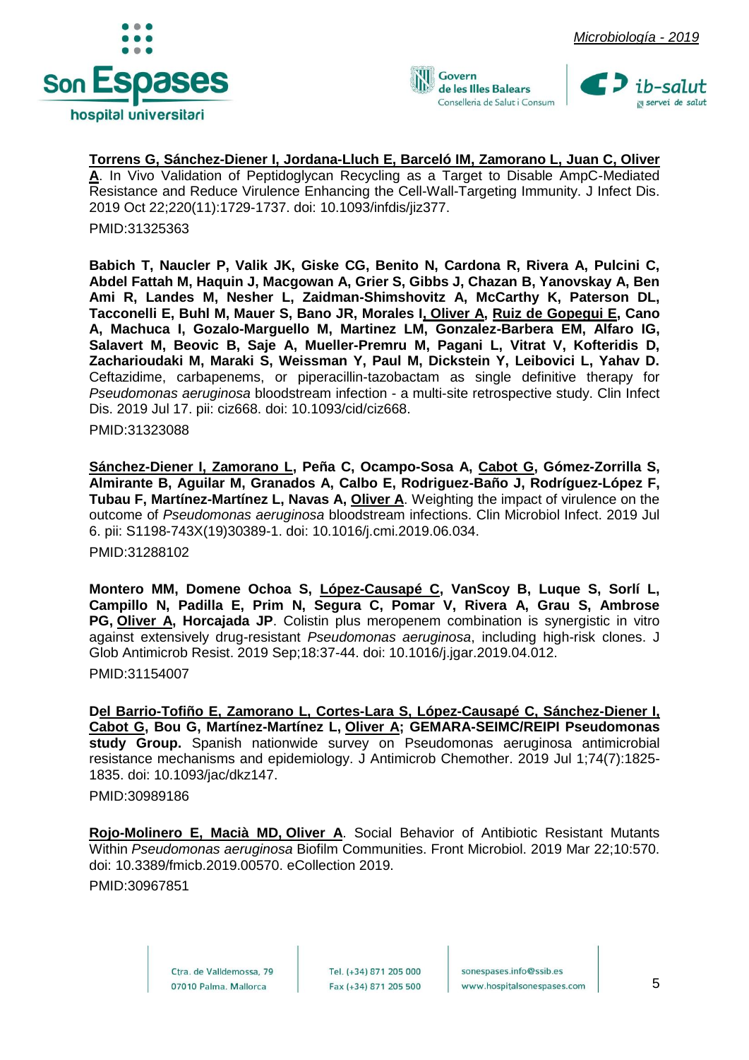**Torrens G, Sánchez-Diener I, Jordana-Lluch E, Barceló IM, Zamorano L, Juan C, Oliver A**. In Vivo Validation of Peptidoglycan Recycling as a Target to Disable AmpC-Mediated Resistance and Reduce Virulence Enhancing the Cell-Wall-Targeting Immunity. J Infect Dis. 2019 Oct 22;220(11):1729-1737. doi: 10.1093/infdis/jiz377.

PMID:31325363

**Babich T, Naucler P, Valik JK, Giske CG, Benito N, Cardona R, Rivera A, Pulcini C, Abdel Fattah M, Haquin J, Macgowan A, Grier S, Gibbs J, Chazan B, Yanovskay A, Ben Ami R, Landes M, Nesher L, Zaidman-Shimshovitz A, McCarthy K, Paterson DL, Tacconelli E, Buhl M, Mauer S, Bano JR, Morales I, Oliver A, Ruiz de Gopegui E, Cano A, Machuca I, Gozalo-Marguello M, Martinez LM, Gonzalez-Barbera EM, Alfaro IG, Salavert M, Beovic B, Saje A, Mueller-Premru M, Pagani L, Vitrat V, Kofteridis D, Zacharioudaki M, Maraki S, Weissman Y, Paul M, Dickstein Y, Leibovici L, Yahav D.** Ceftazidime, carbapenems, or piperacillin-tazobactam as single definitive therapy for *Pseudomonas aeruginosa* bloodstream infection - a multi-site retrospective study. Clin Infect Dis. 2019 Jul 17. pii: ciz668. doi: 10.1093/cid/ciz668.

PMID:31323088

**Sánchez-Diener I, Zamorano L, Peña C, Ocampo-Sosa A, Cabot G, Gómez-Zorrilla S, Almirante B, Aguilar M, Granados A, Calbo E, Rodriguez-Baño J, Rodríguez-López F, Tubau F, Martínez-Martínez L, Navas A, Oliver A**. Weighting the impact of virulence on the outcome of *Pseudomonas aeruginosa* bloodstream infections. Clin Microbiol Infect. 2019 Jul 6. pii: S1198-743X(19)30389-1. doi: 10.1016/j.cmi.2019.06.034.

PMID:31288102

**Montero MM, Domene Ochoa S, López-Causapé C, VanScoy B, Luque S, Sorlí L, Campillo N, Padilla E, Prim N, Segura C, Pomar V, Rivera A, Grau S, Ambrose PG, Oliver A, Horcajada JP**. Colistin plus meropenem combination is synergistic in vitro against extensively drug-resistant *Pseudomonas aeruginosa*, including high-risk clones. J Glob Antimicrob Resist. 2019 Sep;18:37-44. doi: 10.1016/j.jgar.2019.04.012.

PMID:31154007

**Del Barrio-Tofiño E, Zamorano L, Cortes-Lara S, López-Causapé C, Sánchez-Diener I, Cabot G, Bou G, Martínez-Martínez L, Oliver A; GEMARA-SEIMC/REIPI Pseudomonas study Group.** Spanish nationwide survey on Pseudomonas aeruginosa antimicrobial resistance mechanisms and epidemiology. J Antimicrob Chemother. 2019 Jul 1;74(7):1825-1835. doi: 10.1093/jac/dkz147.

PMID:30989186

**Rojo-Molinero E, Macià MD, Oliver A**. Social Behavior of Antibiotic Resistant Mutants Within *Pseudomonas aeruginosa* Biofilm Communities. Front Microbiol. 2019 Mar 22;10:570. doi: 10.3389/fmicb.2019.00570. eCollection 2019.

PMID:30967851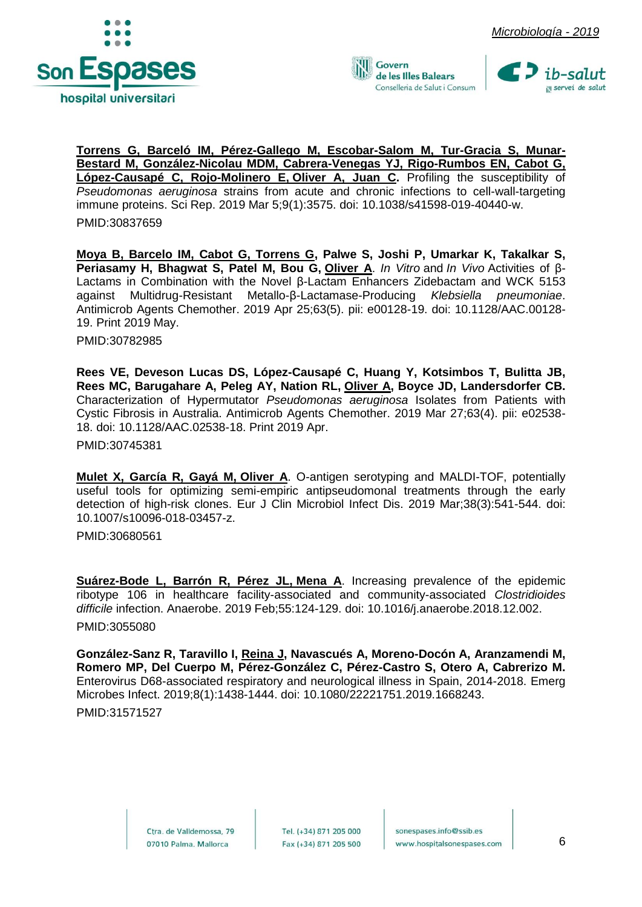**Torrens G, Barceló IM, Pérez-Gallego M, Escobar-Salom M, Tur-Gracia S, Munar-Bestard M, González-Nicolau MDM, Cabrera-Venegas YJ, Rigo-Rumbos EN, Cabot G, López-Causapé C, Rojo-Molinero E, Oliver A, Juan C.** Profiling the susceptibility of *Pseudomonas aeruginosa* strains from acute and chronic infections to cell-wall-targeting immune proteins. Sci Rep. 2019 Mar 5;9(1):3575. doi: 10.1038/s41598-019-40440-w.

PMID:30837659

**Moya B, Barcelo IM, Cabot G, Torrens G, Palwe S, Joshi P, Umarkar K, Takalkar S, Periasamy H, Bhagwat S, Patel M, Bou G, Oliver A**. *In Vitro* and *In Vivo* Activities of β-Lactams in Combination with the Novel β-Lactam Enhancers Zidebactam and WCK 5153 against Multidrug-Resistant Metallo-β-Lactamase-Producing *Klebsiella pneumoniae*. Antimicrob Agents Chemother. 2019 Apr 25;63(5). pii: e00128-19. doi: 10.1128/AAC.00128-19. Print 2019 May.

PMID:30782985

**Rees VE, Deveson Lucas DS, López-Causapé C, Huang Y, Kotsimbos T, Bulitta JB, Rees MC, Barugahare A, Peleg AY, Nation RL, Oliver A, Boyce JD, Landersdorfer CB.** Characterization of Hypermutator *Pseudomonas aeruginosa* Isolates from Patients with Cystic Fibrosis in Australia. Antimicrob Agents Chemother. 2019 Mar 27;63(4). pii: e02538-18. doi: 10.1128/AAC.02538-18. Print 2019 Apr.

PMID:30745381

**Mulet X, García R, Gayá M, Oliver A**. O-antigen serotyping and MALDI-TOF, potentially useful tools for optimizing semi-empiric antipseudomonal treatments through the early detection of high-risk clones. Eur J Clin Microbiol Infect Dis. 2019 Mar;38(3):541-544. doi: 10.1007/s10096-018-03457-z.

PMID:30680561

**Suárez-Bode L, Barrón R, Pérez JL, Mena A**. Increasing prevalence of the epidemic ribotype 106 in healthcare facility-associated and community-associated *Clostridioides difficile* infection. Anaerobe. 2019 Feb;55:124-129. doi: 10.1016/j.anaerobe.2018.12.002.

PMID:3055080

**González-Sanz R, Taravillo I, Reina J, Navascués A, Moreno-Docón A, Aranzamendi M, Romero MP, Del Cuerpo M, Pérez-González C, Pérez-Castro S, Otero A, Cabrerizo M.** Enterovirus D68-associated respiratory and neurological illness in Spain, 2014-2018. Emerg Microbes Infect. 2019;8(1):1438-1444. doi: 10.1080/22221751.2019.1668243.

PMID:31571527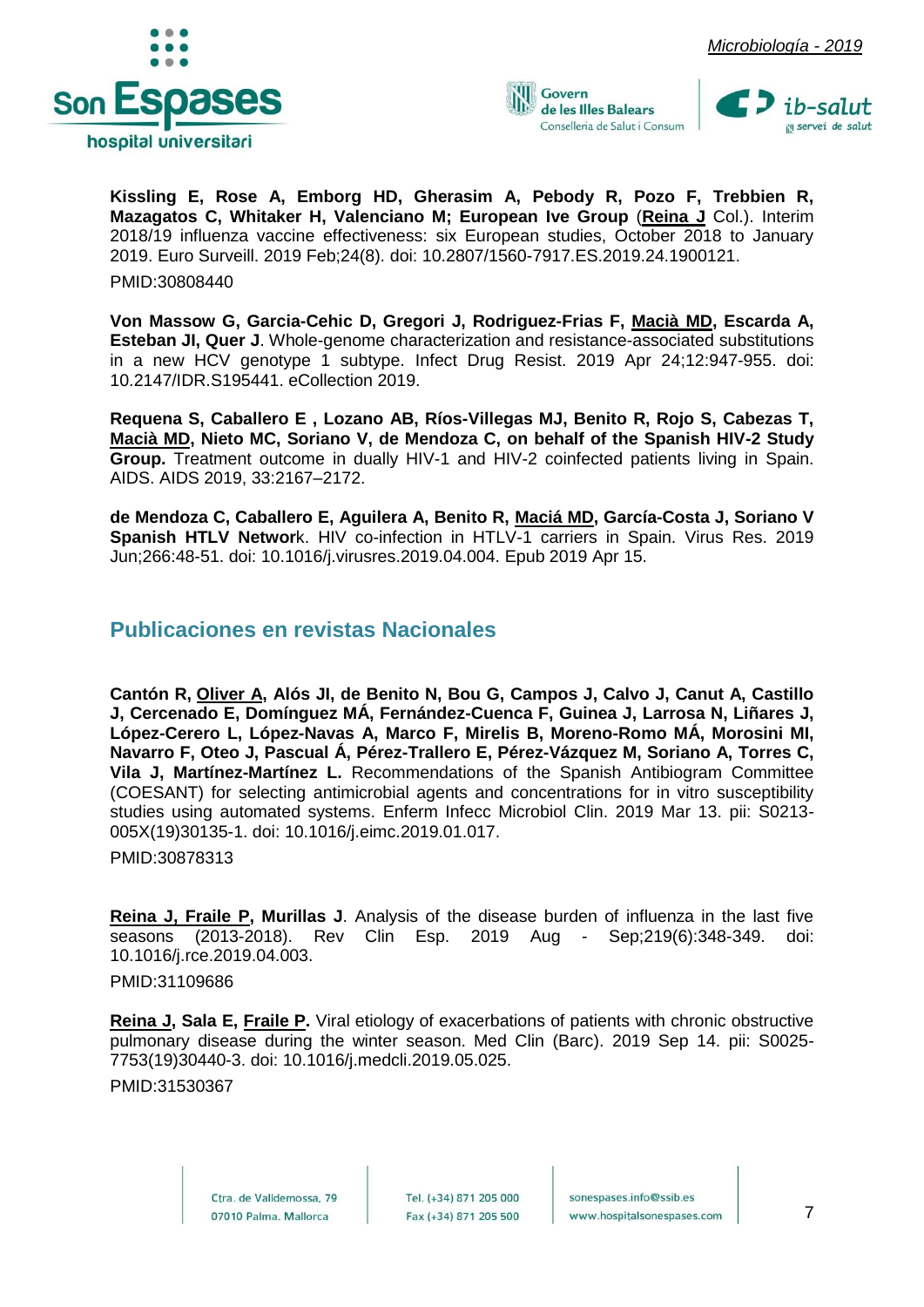**Kissling E, Rose A, Emborg HD, Gherasim A, Pebody R, Pozo F, Trebbien R, Mazagatos C, Whitaker H, Valenciano M; European Ive Group** (**Reina J** Col.). Interim 2018/19 influenza vaccine effectiveness: six European studies, October 2018 to January 2019. Euro Surveill. 2019 Feb;24(8). doi: 10.2807/1560-7917.ES.2019.24.1900121.

PMID:30808440

**Von Massow G, Garcia-Cehic D, Gregori J, Rodriguez-Frias F, Macià MD, Escarda A, Esteban JI, Quer J**. Whole-genome characterization and resistance-associated substitutions in a new HCV genotype 1 subtype. Infect Drug Resist. 2019 Apr 24;12:947-955. doi: 10.2147/IDR.S195441. eCollection 2019.

**Requena S, Caballero E , Lozano AB, Ríos-Villegas MJ, Benito R, Rojo S, Cabezas T, Macià MD, Nieto MC, Soriano V, de Mendoza C, on behalf of the Spanish HIV-2 Study Group.** Treatment outcome in dually HIV-1 and HIV-2 coinfected patients living in Spain. AIDS. AIDS 2019, 33:2167–2172.

**de Mendoza C, Caballero E, Aguilera A, Benito R, Maciá MD, García-Costa J, Soriano V Spanish HTLV Networ**k. HIV co-infection in HTLV-1 carriers in Spain. Virus Res. 2019 Jun;266:48-51. doi: 10.1016/j.virusres.2019.04.004. Epub 2019 Apr 15.

## Publicaciones en revistas Nacionales

**Cantón R, Oliver A, Alós JI, de Benito N, Bou G, Campos J, Calvo J, Canut A, Castillo J, Cercenado E, Domínguez MÁ, Fernández-Cuenca F, Guinea J, Larrosa N, Liñares J, López-Cerero L, López-Navas A, Marco F, Mirelis B, Moreno-Romo MÁ, Morosini MI, Navarro F, Oteo J, Pascual Á, Pérez-Trallero E, Pérez-Vázquez M, Soriano A, Torres C, Vila J, Martínez-Martínez L.** Recommendations of the Spanish Antibiogram Committee (COESANT) for selecting antimicrobial agents and concentrations for in vitro susceptibility studies using automated systems. Enferm Infecc Microbiol Clin. 2019 Mar 13. pii: S0213-005X(19)30135-1. doi: 10.1016/j.eimc.2019.01.017.

PMID:30878313

**Reina J, Fraile P, Murillas J**. Analysis of the disease burden of influenza in the last five seasons (2013-2018). Rev Clin Esp. 2019 Aug - Sep;219(6):348-349. doi: 10.1016/j.rce.2019.04.003.

PMID:31109686

**Reina J, Sala E, Fraile P.** Viral etiology of exacerbations of patients with chronic obstructive pulmonary disease during the winter season. Med Clin (Barc). 2019 Sep 14. pii: S0025-7753(19)30440-3. doi: 10.1016/j.medcli.2019.05.025.

PMID:31530367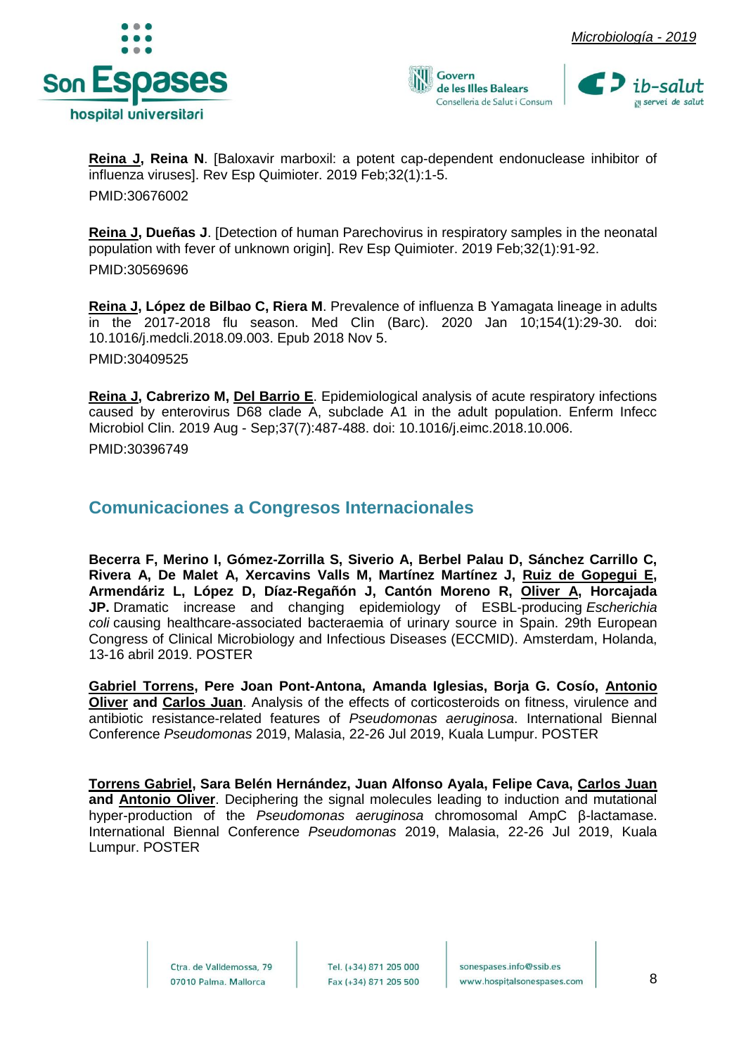**Reina J, Reina N**. [Baloxavir marboxil: a potent cap-dependent endonuclease inhibitor of influenza viruses]. Rev Esp Quimioter. 2019 Feb;32(1):1-5.
PMID:30676002

**Reina J, Dueñas J**. [Detection of human Parechovirus in respiratory samples in the neonatal population with fever of unknown origin]. Rev Esp Quimioter. 2019 Feb;32(1):91-92.
PMID:30569696

**Reina J, López de Bilbao C, Riera M**. Prevalence of influenza B Yamagata lineage in adults in the 2017-2018 flu season. Med Clin (Barc). 2020 Jan 10;154(1):29-30. doi: 10.1016/j.medcli.2018.09.003. Epub 2018 Nov 5.
PMID:30409525

**Reina J, Cabrerizo M, Del Barrio E**. Epidemiological analysis of acute respiratory infections caused by enterovirus D68 clade A, subclade A1 in the adult population. Enferm Infecc Microbiol Clin. 2019 Aug - Sep;37(7):487-488. doi: 10.1016/j.eimc.2018.10.006.
PMID:30396749

## Comunicaciones a Congresos Internacionales

**Becerra F, Merino I, Gómez-Zorrilla S, Siverio A, Berbel Palau D, Sánchez Carrillo C, Rivera A, De Malet A, Xercavins Valls M, Martínez Martínez J, Ruiz de Gopegui E, Armendáriz L, López D, Díaz-Regañón J, Cantón Moreno R, Oliver A, Horcajada JP.** Dramatic increase and changing epidemiology of ESBL-producing *Escherichia coli* causing healthcare-associated bacteraemia of urinary source in Spain. 29th European Congress of Clinical Microbiology and Infectious Diseases (ECCMID). Amsterdam, Holanda, 13-16 abril 2019. POSTER

**Gabriel Torrens, Pere Joan Pont-Antona, Amanda Iglesias, Borja G. Cosío, Antonio Oliver and Carlos Juan**. Analysis of the effects of corticosteroids on fitness, virulence and antibiotic resistance-related features of *Pseudomonas aeruginosa*. International Biennal Conference *Pseudomonas* 2019, Malasia, 22-26 Jul 2019, Kuala Lumpur. POSTER

**Torrens Gabriel, Sara Belén Hernández, Juan Alfonso Ayala, Felipe Cava, Carlos Juan and Antonio Oliver**. Deciphering the signal molecules leading to induction and mutational hyper-production of the *Pseudomonas aeruginosa* chromosomal AmpC β-lactamase. International Biennal Conference *Pseudomonas* 2019, Malasia, 22-26 Jul 2019, Kuala Lumpur. POSTER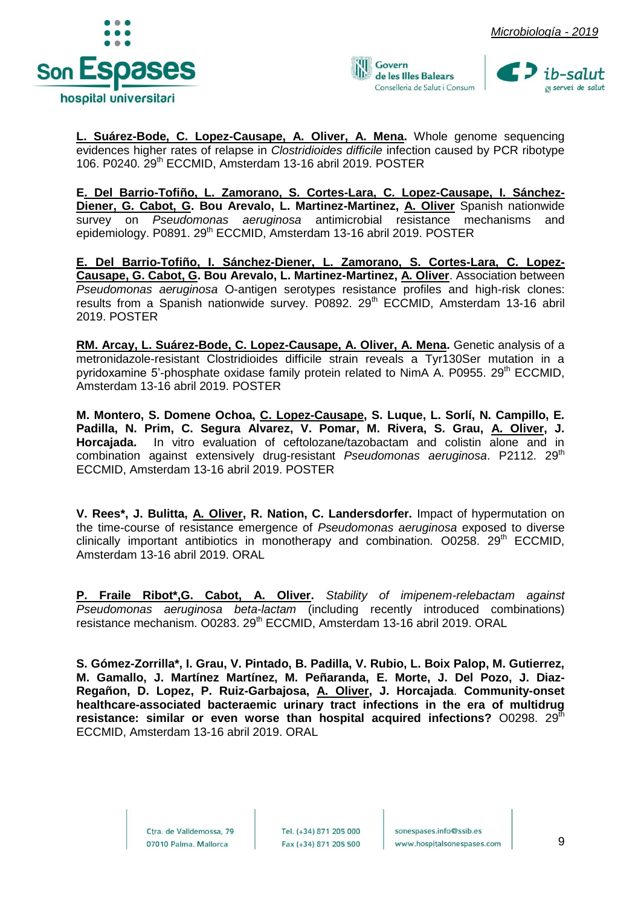**L. Suárez-Bode, C. Lopez-Causape, A. Oliver, A. Mena.** Whole genome sequencing evidences higher rates of relapse in *Clostridioides difficile* infection caused by PCR ribotype 106. P0240. 29th ECCMID, Amsterdam 13-16 abril 2019. POSTER

**E. Del Barrio-Tofiño, L. Zamorano, S. Cortes-Lara, C. Lopez-Causape, I. Sánchez-Diener, G. Cabot, G. Bou Arevalo, L. Martinez-Martinez, A. Oliver** Spanish nationwide survey on *Pseudomonas aeruginosa* antimicrobial resistance mechanisms and epidemiology. P0891. 29th ECCMID, Amsterdam 13-16 abril 2019. POSTER

**E. Del Barrio-Tofiño, I. Sánchez-Diener, L. Zamorano, S. Cortes-Lara, C. Lopez-Causape, G. Cabot, G. Bou Arevalo, L. Martinez-Martinez, A. Oliver**. Association between *Pseudomonas aeruginosa* O-antigen serotypes resistance profiles and high-risk clones: results from a Spanish nationwide survey. P0892. 29th ECCMID, Amsterdam 13-16 abril 2019. POSTER

**RM. Arcay, L. Suárez-Bode, C. Lopez-Causape, A. Oliver, A. Mena.** Genetic analysis of a metronidazole-resistant Clostridioides difficile strain reveals a Tyr130Ser mutation in a pyridoxamine 5'-phosphate oxidase family protein related to NimA A. P0955. 29th ECCMID, Amsterdam 13-16 abril 2019. POSTER

**M. Montero, S. Domene Ochoa, C. Lopez-Causape, S. Luque, L. Sorlí, N. Campillo, E. Padilla, N. Prim, C. Segura Alvarez, V. Pomar, M. Rivera, S. Grau, A. Oliver, J. Horcajada.** In vitro evaluation of ceftolozane/tazobactam and colistin alone and in combination against extensively drug-resistant *Pseudomonas aeruginosa*. P2112. 29th ECCMID, Amsterdam 13-16 abril 2019. POSTER

**V. Rees*, J. Bulitta, A. Oliver, R. Nation, C. Landersdorfer.** Impact of hypermutation on the time-course of resistance emergence of *Pseudomonas aeruginosa* exposed to diverse clinically important antibiotics in monotherapy and combination. O0258. 29th ECCMID, Amsterdam 13-16 abril 2019. ORAL

**P. Fraile Ribot*, G. Cabot, A. Oliver.** *Stability of imipenem-relebactam against Pseudomonas aeruginosa beta-lactam* (including recently introduced combinations) resistance mechanism. O0283. 29th ECCMID, Amsterdam 13-16 abril 2019. ORAL

**S. Gómez-Zorrilla*, I. Grau, V. Pintado, B. Padilla, V. Rubio, L. Boix Palop, M. Gutierrez, M. Gamallo, J. Martínez Martínez, M. Peñaranda, E. Morte, J. Del Pozo, J. Diaz-Regañon, D. Lopez, P. Ruiz-Garbajosa, A. Oliver, J. Horcajada**. **Community-onset healthcare-associated bacteraemic urinary tract infections in the era of multidrug resistance: similar or even worse than hospital acquired infections?** O0298. 29th ECCMID, Amsterdam 13-16 abril 2019. ORAL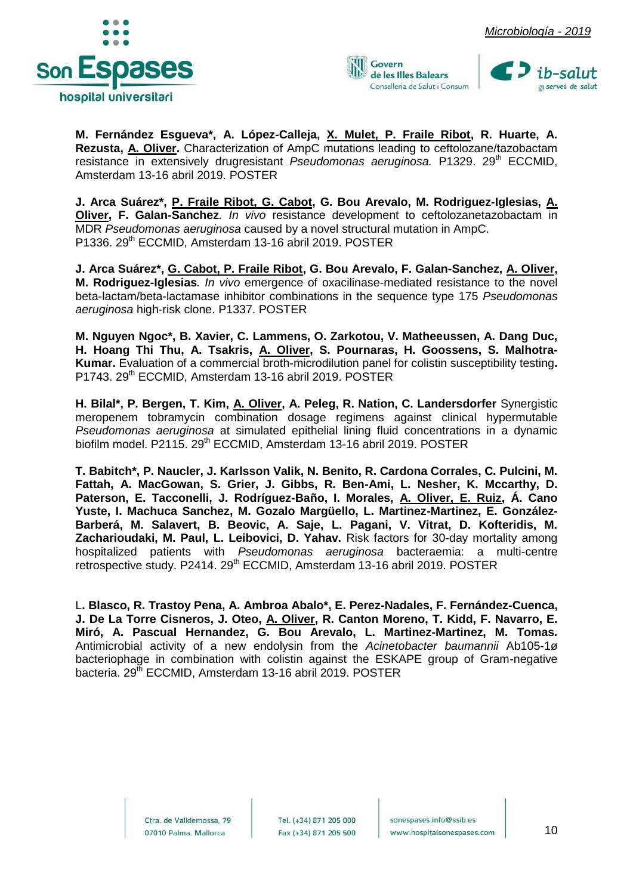**M. Fernández Esgueva\*, A. López-Calleja, X. Mulet, P. Fraile Ribot, R. Huarte, A. Rezusta, A. Oliver.** Characterization of AmpC mutations leading to ceftolozane/tazobactam resistance in extensively drugresistant *Pseudomonas aeruginosa.* P1329. 29th ECCMID, Amsterdam 13-16 abril 2019. POSTER

**J. Arca Suárez\*, P. Fraile Ribot, G. Cabot, G. Bou Arevalo, M. Rodriguez-Iglesias, A. Oliver, F. Galan-Sanchez***.* *In vivo* resistance development to ceftolozanetazobactam in MDR *Pseudomonas aeruginosa* caused by a novel structural mutation in AmpC. P1336. 29th ECCMID, Amsterdam 13-16 abril 2019. POSTER

**J. Arca Suárez\*, G. Cabot, P. Fraile Ribot, G. Bou Arevalo, F. Galan-Sanchez, A. Oliver, M. Rodriguez-Iglesias***.* *In vivo* emergence of oxacilinase-mediated resistance to the novel beta-lactam/beta-lactamase inhibitor combinations in the sequence type 175 *Pseudomonas aeruginosa* high-risk clone. P1337. POSTER

**M. Nguyen Ngoc\*, B. Xavier, C. Lammens, O. Zarkotou, V. Matheeussen, A. Dang Duc, H. Hoang Thi Thu, A. Tsakris, A. Oliver, S. Pournaras, H. Goossens, S. Malhotra-Kumar.** Evaluation of a commercial broth-microdilution panel for colistin susceptibility testing**.** P1743. 29th ECCMID, Amsterdam 13-16 abril 2019. POSTER

**H. Bilal\*, P. Bergen, T. Kim, A. Oliver, A. Peleg, R. Nation, C. Landersdorfer** Synergistic meropenem tobramycin combination dosage regimens against clinical hypermutable *Pseudomonas aeruginosa* at simulated epithelial lining fluid concentrations in a dynamic biofilm model. P2115. 29th ECCMID, Amsterdam 13-16 abril 2019. POSTER

**T. Babitch\*, P. Naucler, J. Karlsson Valik, N. Benito, R. Cardona Corrales, C. Pulcini, M. Fattah, A. MacGowan, S. Grier, J. Gibbs, R. Ben-Ami, L. Nesher, K. Mccarthy, D. Paterson, E. Tacconelli, J. Rodríguez-Baño, I. Morales, A. Oliver, E. Ruiz, Á. Cano Yuste, I. Machuca Sanchez, M. Gozalo Margüello, L. Martinez-Martinez, E. González-Barberá, M. Salavert, B. Beovic, A. Saje, L. Pagani, V. Vitrat, D. Kofteridis, M. Zacharioudaki, M. Paul, L. Leibovici, D. Yahav.** Risk factors for 30-day mortality among hospitalized patients with *Pseudomonas aeruginosa* bacteraemia: a multi-centre retrospective study. P2414. 29th ECCMID, Amsterdam 13-16 abril 2019. POSTER

L**. Blasco, R. Trastoy Pena, A. Ambroa Abalo\*, E. Perez-Nadales, F. Fernández-Cuenca, J. De La Torre Cisneros, J. Oteo, A. Oliver, R. Canton Moreno, T. Kidd, F. Navarro, E. Miró, A. Pascual Hernandez, G. Bou Arevalo, L. Martinez-Martinez, M. Tomas***.* Antimicrobial activity of a new endolysin from the *Acinetobacter baumannii* Ab105-1ø bacteriophage in combination with colistin against the ESKAPE group of Gram-negative bacteria. 29th ECCMID, Amsterdam 13-16 abril 2019. POSTER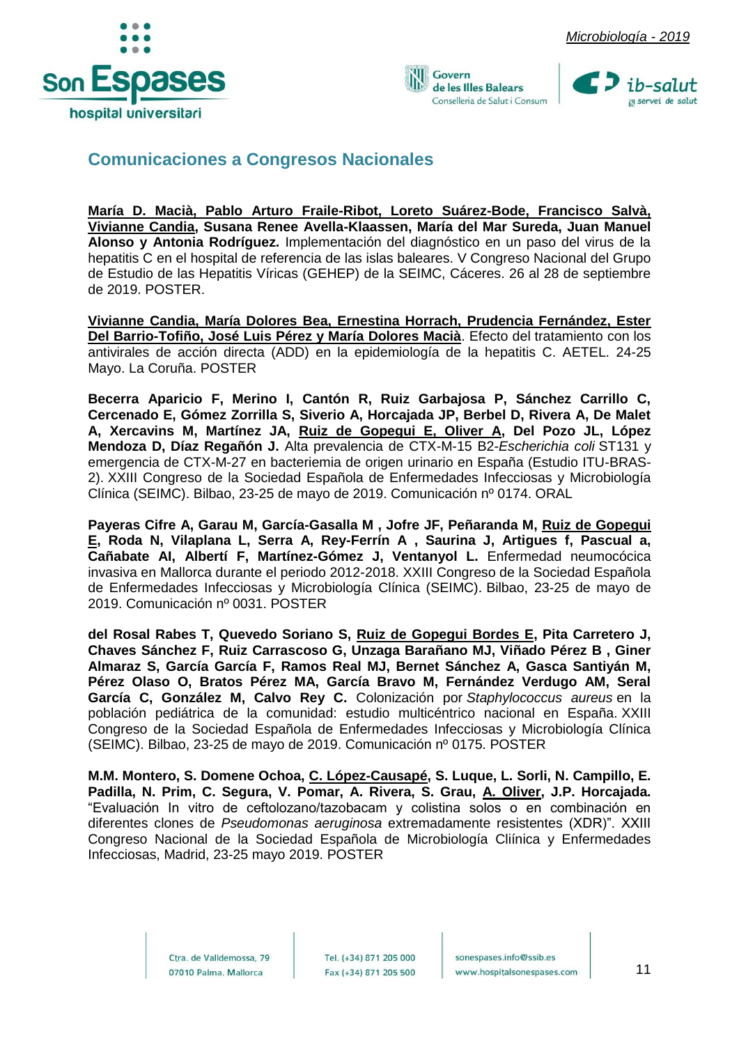## Comunicaciones a Congresos Nacionales

**María D. Macià, Pablo Arturo Fraile-Ribot, Loreto Suárez-Bode, Francisco Salvà, Vivianne Candia, Susana Renee Avella-Klaassen, María del Mar Sureda, Juan Manuel Alonso y Antonia Rodríguez.** Implementación del diagnóstico en un paso del virus de la hepatitis C en el hospital de referencia de las islas baleares. V Congreso Nacional del Grupo de Estudio de las Hepatitis Víricas (GEHEP) de la SEIMC, Cáceres. 26 al 28 de septiembre de 2019. POSTER.

**Vivianne Candia, María Dolores Bea, Ernestina Horrach, Prudencia Fernández, Ester Del Barrio-Tofiño, José Luis Pérez y María Dolores Macià**. Efecto del tratamiento con los antivirales de acción directa (ADD) en la epidemiología de la hepatitis C. AETEL. 24-25 Mayo. La Coruña. POSTER

**Becerra Aparicio F, Merino I, Cantón R, Ruiz Garbajosa P, Sánchez Carrillo C, Cercenado E, Gómez Zorrilla S, Siverio A, Horcajada JP, Berbel D, Rivera A, De Malet A, Xercavins M, Martínez JA, Ruiz de Gopegui E, Oliver A, Del Pozo JL, López Mendoza D, Díaz Regañón J.** Alta prevalencia de CTX-M-15 B2-*Escherichia coli* ST131 y emergencia de CTX-M-27 en bacteriemia de origen urinario en España (Estudio ITU-BRAS-2). XXIII Congreso de la Sociedad Española de Enfermedades Infecciosas y Microbiología Clínica (SEIMC). Bilbao, 23-25 de mayo de 2019. Comunicación nº 0174. ORAL

**Payeras Cifre A, Garau M, García-Gasalla M , Jofre JF, Peñaranda M, Ruiz de Gopegui E, Roda N, Vilaplana L, Serra A, Rey-Ferrín A , Saurina J, Artigues f, Pascual a, Cañabate AI, Albertí F, Martínez-Gómez J, Ventanyol L.** Enfermedad neumocócica invasiva en Mallorca durante el periodo 2012-2018. XXIII Congreso de la Sociedad Española de Enfermedades Infecciosas y Microbiología Clínica (SEIMC). Bilbao, 23-25 de mayo de 2019. Comunicación nº 0031. POSTER

**del Rosal Rabes T, Quevedo Soriano S, Ruiz de Gopegui Bordes E, Pita Carretero J, Chaves Sánchez F, Ruiz Carrascoso G, Unzaga Barañano MJ, Viñado Pérez B , Giner Almaraz S, García García F, Ramos Real MJ, Bernet Sánchez A, Gasca Santiyán M, Pérez Olaso O, Bratos Pérez MA, García Bravo M, Fernández Verdugo AM, Seral García C, González M, Calvo Rey C.** Colonización por *Staphylococcus aureus* en la población pediátrica de la comunidad: estudio multicéntrico nacional en España. XXIII Congreso de la Sociedad Española de Enfermedades Infecciosas y Microbiología Clínica (SEIMC). Bilbao, 23-25 de mayo de 2019. Comunicación nº 0175. POSTER

**M.M. Montero, S. Domene Ochoa, C. López-Causapé, S. Luque, L. Sorli, N. Campillo, E. Padilla, N. Prim, C. Segura, V. Pomar, A. Rivera, S. Grau, A. Oliver, J.P. Horcajada.** "Evaluación In vitro de ceftolozano/tazobacam y colistina solos o en combinación en diferentes clones de *Pseudomonas aeruginosa* extremadamente resistentes (XDR)". XXIII Congreso Nacional de la Sociedad Española de Microbiología Clíinica y Enfermedades Infecciosas, Madrid, 23-25 mayo 2019. POSTER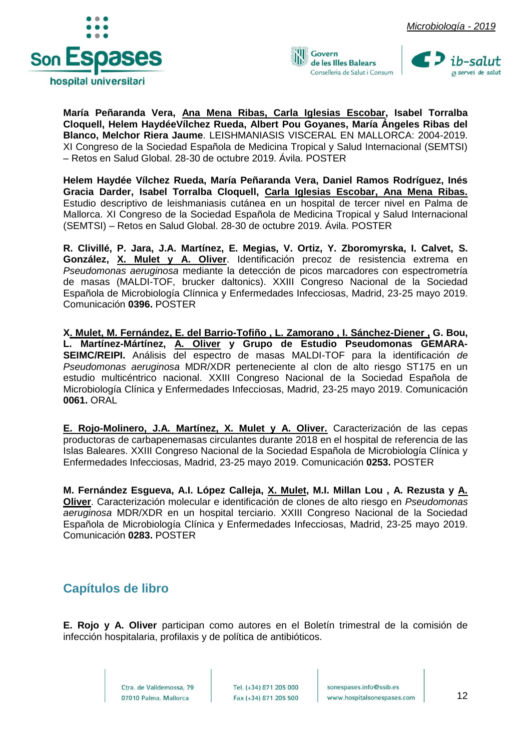**María Peñaranda Vera, Ana Mena Ribas, Carla Iglesias Escobar, Isabel Torralba Cloquell, Helem HaydéeVílchez Rueda, Albert Pou Goyanes, María Ángeles Ribas del Blanco, Melchor Riera Jaume**. LEISHMANIASIS VISCERAL EN MALLORCA: 2004-2019. XI Congreso de la Sociedad Española de Medicina Tropical y Salud Internacional (SEMTSI) – Retos en Salud Global. 28-30 de octubre 2019. Ávila. POSTER

**Helem Haydée Vílchez Rueda, María Peñaranda Vera, Daniel Ramos Rodríguez, Inés Gracia Darder, Isabel Torralba Cloquell, Carla Iglesias Escobar, Ana Mena Ribas.** Estudio descriptivo de leishmaniasis cutánea en un hospital de tercer nivel en Palma de Mallorca. XI Congreso de la Sociedad Española de Medicina Tropical y Salud Internacional (SEMTSI) – Retos en Salud Global. 28-30 de octubre 2019. Ávila. POSTER

**R. Clivillé, P. Jara, J.A. Martínez, E. Megias, V. Ortiz, Y. Zboromyrska, I. Calvet, S. González, X. Mulet y A. Oliver**. Identificación precoz de resistencia extrema en *Pseudomonas aeruginosa* mediante la detección de picos marcadores con espectrometría de masas (MALDI-TOF, brucker daltonics). XXIII Congreso Nacional de la Sociedad Española de Microbiología Clínnica y Enfermedades Infecciosas, Madrid, 23-25 mayo 2019. Comunicación **0396.** POSTER

**X. Mulet, M. Fernández, E. del Barrio-Tofiño , L. Zamorano , I. Sánchez-Diener , G. Bou, L. Martínez-Mártínez, A. Oliver y Grupo de Estudio Pseudomonas GEMARA-SEIMC/REIPI.** Análisis del espectro de masas MALDI-TOF para la identificación *de Pseudomonas aeruginosa* MDR/XDR perteneciente al clon de alto riesgo ST175 en un estudio multicéntrico nacional. XXIII Congreso Nacional de la Sociedad Española de Microbiología Clínica y Enfermedades Infecciosas, Madrid, 23-25 mayo 2019. Comunicación **0061.** ORAL

**E. Rojo-Molinero, J.A. Martínez, X. Mulet y A. Oliver.** Caracterización de las cepas productoras de carbapenemasas circulantes durante 2018 en el hospital de referencia de las Islas Baleares. XXIII Congreso Nacional de la Sociedad Española de Microbiología Clínica y Enfermedades Infecciosas, Madrid, 23-25 mayo 2019. Comunicación **0253.** POSTER

**M. Fernández Esgueva, A.I. López Calleja, X. Mulet, M.I. Millan Lou , A. Rezusta y A. Oliver**. Caracterización molecular e identificación de clones de alto riesgo en *Pseudomonas aeruginosa* MDR/XDR en un hospital terciario. XXIII Congreso Nacional de la Sociedad Española de Microbiología Clínica y Enfermedades Infecciosas, Madrid, 23-25 mayo 2019. Comunicación **0283.** POSTER

## Capítulos de libro

**E. Rojo y A. Oliver** participan como autores en el Boletín trimestral de la comisión de infección hospitalaria, profilaxis y de política de antibióticos.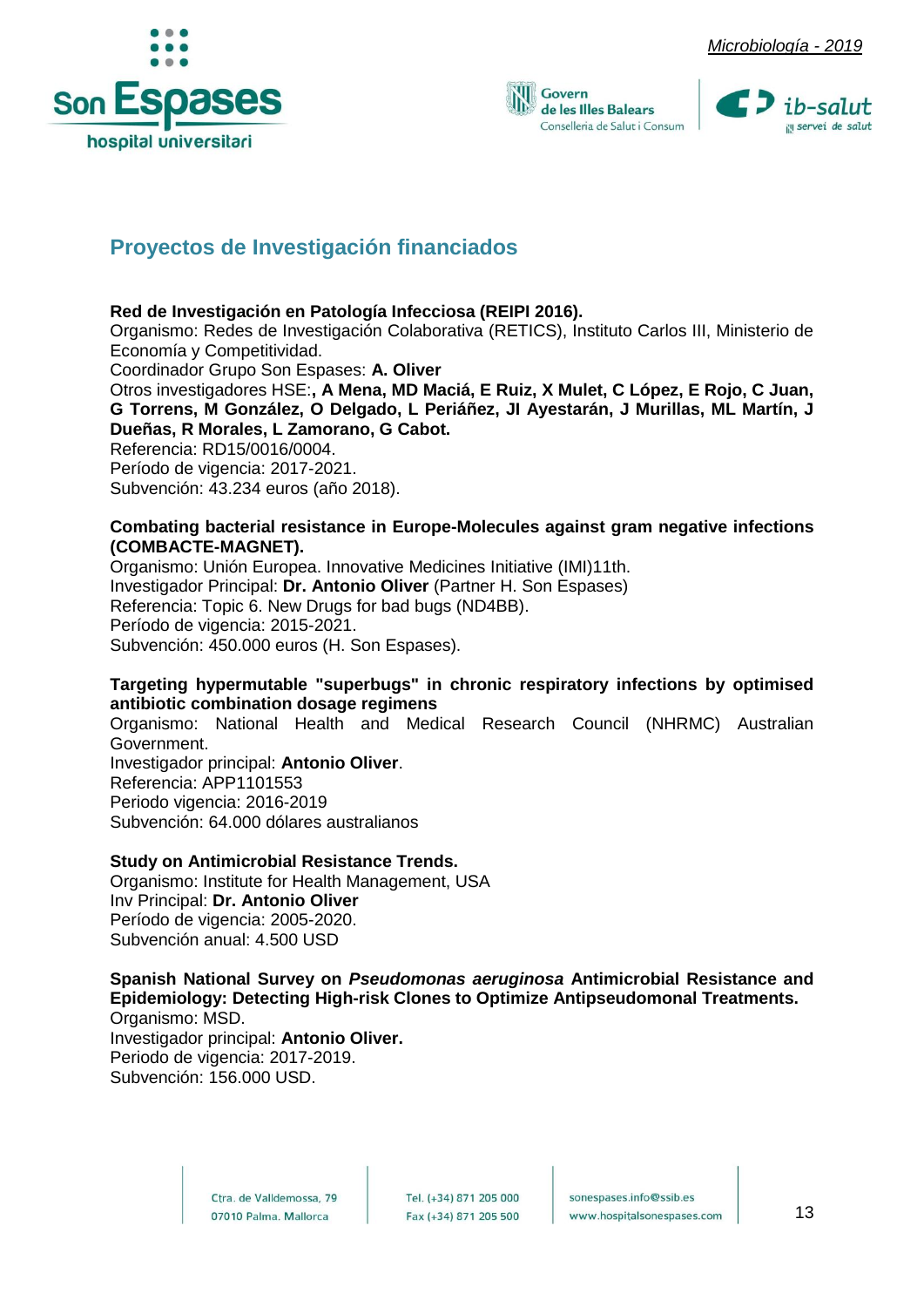## Proyectos de Investigación financiados

**Red de Investigación en Patología Infecciosa (REIPI 2016).**
Organismo: Redes de Investigación Colaborativa (RETICS), Instituto Carlos III, Ministerio de Economía y Competitividad.
Coordinador Grupo Son Espases: **A. Oliver**
Otros investigadores HSE:, **A Mena, MD Maciá, E Ruiz, X Mulet, C López, E Rojo, C Juan, G Torrens, M González, O Delgado, L Periáñez, JI Ayestarán, J Murillas, ML Martín, J Dueñas, R Morales, L Zamorano, G Cabot.**
Referencia: RD15/0016/0004.
Período de vigencia: 2017-2021.
Subvención: 43.234 euros (año 2018).

**Combating bacterial resistance in Europe-Molecules against gram negative infections (COMBACTE-MAGNET).**
Organismo: Unión Europea. Innovative Medicines Initiative (IMI)11th.
Investigador Principal: **Dr. Antonio Oliver** (Partner H. Son Espases)
Referencia: Topic 6. New Drugs for bad bugs (ND4BB).
Período de vigencia: 2015-2021.
Subvención: 450.000 euros (H. Son Espases).

**Targeting hypermutable "superbugs" in chronic respiratory infections by optimised antibiotic combination dosage regimens**
Organismo: National Health and Medical Research Council (NHRMC) Australian Government.
Investigador principal: **Antonio Oliver**.
Referencia: APP1101553
Periodo vigencia: 2016-2019
Subvención: 64.000 dólares australianos

**Study on Antimicrobial Resistance Trends.**
Organismo: Institute for Health Management, USA
Inv Principal: **Dr. Antonio Oliver**
Período de vigencia: 2005-2020.
Subvención anual: 4.500 USD

**Spanish National Survey on *Pseudomonas aeruginosa* Antimicrobial Resistance and Epidemiology: Detecting High-risk Clones to Optimize Antipseudomonal Treatments.**
Organismo: MSD.
Investigador principal: **Antonio Oliver.**
Periodo de vigencia: 2017-2019.
Subvención: 156.000 USD.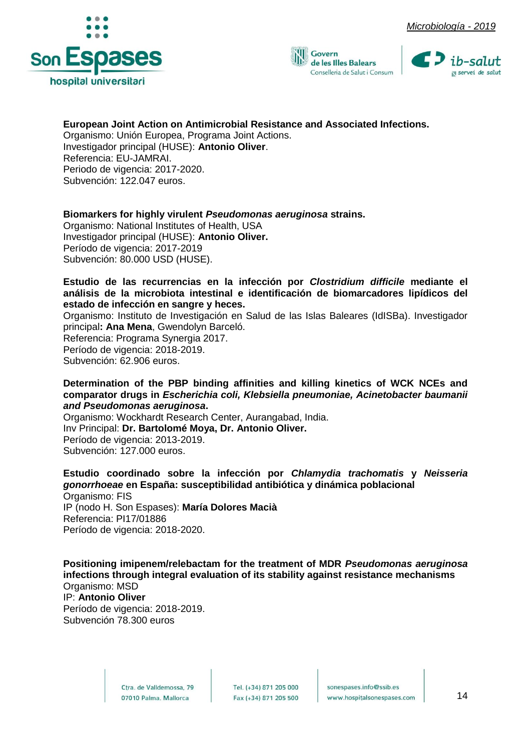**European Joint Action on Antimicrobial Resistance and Associated Infections.**
Organismo: Unión Europea, Programa Joint Actions.
Investigador principal (HUSE): **Antonio Oliver**.
Referencia: EU-JAMRAI.
Periodo de vigencia: 2017-2020.
Subvención: 122.047 euros.

**Biomarkers for highly virulent *Pseudomonas aeruginosa* strains.**
Organismo: National Institutes of Health, USA
Investigador principal (HUSE): **Antonio Oliver.**
Período de vigencia: 2017-2019
Subvención: 80.000 USD (HUSE).

**Estudio de las recurrencias en la infección por *Clostridium difficile* mediante el análisis de la microbiota intestinal e identificación de biomarcadores lipídicos del estado de infección en sangre y heces.**
Organismo: Instituto de Investigación en Salud de las Islas Baleares (IdISBa). Investigador principal**: Ana Mena**, Gwendolyn Barceló.
Referencia: Programa Synergia 2017.
Período de vigencia: 2018-2019.
Subvención: 62.906 euros.

**Determination of the PBP binding affinities and killing kinetics of WCK NCEs and comparator drugs in *Escherichia coli, Klebsiella pneumoniae, Acinetobacter baumanii and Pseudomonas aeruginosa*.**
Organismo: Wockhardt Research Center, Aurangabad, India.
Inv Principal: **Dr. Bartolomé Moya, Dr. Antonio Oliver.**
Período de vigencia: 2013-2019.
Subvención: 127.000 euros.

**Estudio coordinado sobre la infección por *Chlamydia trachomatis* y *Neisseria gonorrhoeae* en España: susceptibilidad antibiótica y dinámica poblacional**
Organismo: FIS
IP (nodo H. Son Espases): **María Dolores Macià**
Referencia: PI17/01886
Período de vigencia: 2018-2020.

**Positioning imipenem/relebactam for the treatment of MDR *Pseudomonas aeruginosa* infections through integral evaluation of its stability against resistance mechanisms**
Organismo: MSD
IP: **Antonio Oliver**
Período de vigencia: 2018-2019.
Subvención 78.300 euros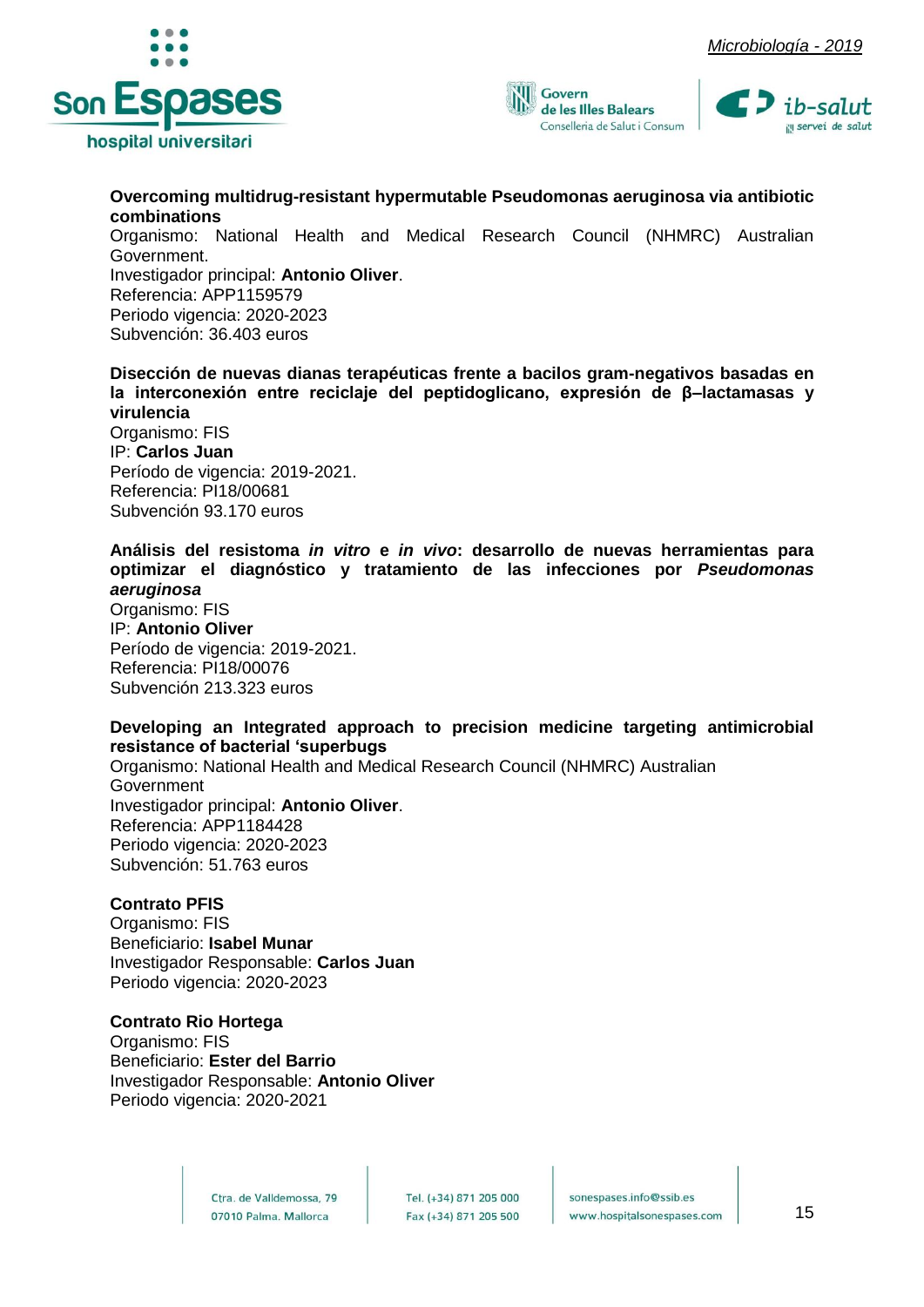**Overcoming multidrug-resistant hypermutable Pseudomonas aeruginosa via antibiotic combinations**
Organismo: National Health and Medical Research Council (NHMRC) Australian Government.
Investigador principal: **Antonio Oliver**.
Referencia: APP1159579
Periodo vigencia: 2020-2023
Subvención: 36.403 euros

**Disección de nuevas dianas terapéuticas frente a bacilos gram-negativos basadas en la interconexión entre reciclaje del peptidoglicano, expresión de β–lactamasas y virulencia**
Organismo: FIS
IP: **Carlos Juan**
Período de vigencia: 2019-2021.
Referencia: PI18/00681
Subvención 93.170 euros

**Análisis del resistoma *in vitro* e *in vivo*: desarrollo de nuevas herramientas para optimizar el diagnóstico y tratamiento de las infecciones por *Pseudomonas aeruginosa***
Organismo: FIS
IP: **Antonio Oliver**
Período de vigencia: 2019-2021.
Referencia: PI18/00076
Subvención 213.323 euros

**Developing an Integrated approach to precision medicine targeting antimicrobial resistance of bacterial 'superbugs**
Organismo: National Health and Medical Research Council (NHMRC) Australian Government
Investigador principal: **Antonio Oliver**.
Referencia: APP1184428
Periodo vigencia: 2020-2023
Subvención: 51.763 euros

**Contrato PFIS**
Organismo: FIS
Beneficiario: **Isabel Munar**
Investigador Responsable: **Carlos Juan**
Periodo vigencia: 2020-2023

**Contrato Rio Hortega**
Organismo: FIS
Beneficiario: **Ester del Barrio**
Investigador Responsable: **Antonio Oliver**
Periodo vigencia: 2020-2021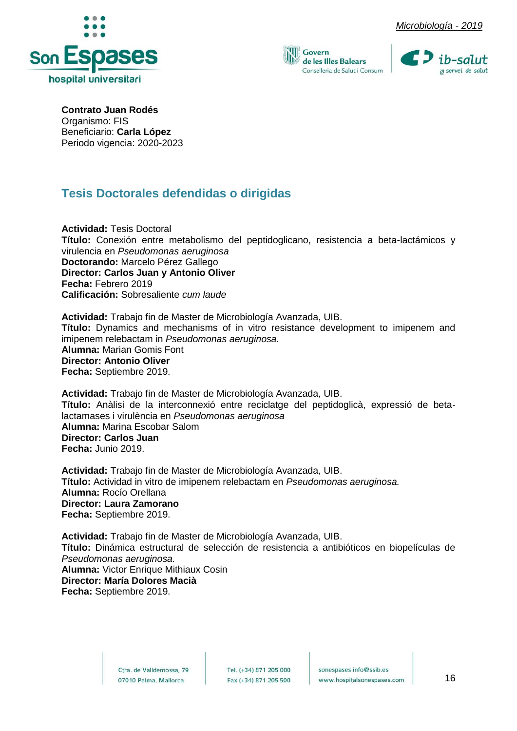**Contrato Juan Rodés**
Organismo: FIS
Beneficiario: **Carla López**
Periodo vigencia: 2020-2023

## Tesis Doctorales defendidas o dirigidas

**Actividad:** Tesis Doctoral
**Título:** Conexión entre metabolismo del peptidoglicano, resistencia a beta-lactámicos y virulencia en *Pseudomonas aeruginosa*
**Doctorando:** Marcelo Pérez Gallego
**Director: Carlos Juan y Antonio Oliver**
**Fecha:** Febrero 2019
**Calificación:** Sobresaliente *cum laude*

**Actividad:** Trabajo fin de Master de Microbiología Avanzada, UIB.
**Título:** Dynamics and mechanisms of in vitro resistance development to imipenem and imipenem relebactam in *Pseudomonas aeruginosa.*
**Alumna:** Marian Gomis Font
**Director: Antonio Oliver**
**Fecha:** Septiembre 2019.

**Actividad:** Trabajo fin de Master de Microbiología Avanzada, UIB.
**Título:** Anàlisi de la interconnexió entre reciclatge del peptidoglicà, expressió de beta-lactamases i virulència en *Pseudomonas aeruginosa*
**Alumna:** Marina Escobar Salom
**Director: Carlos Juan**
**Fecha:** Junio 2019.

**Actividad:** Trabajo fin de Master de Microbiología Avanzada, UIB.
**Título:** Actividad in vitro de imipenem relebactam en *Pseudomonas aeruginosa.*
**Alumna:** Rocío Orellana
**Director: Laura Zamorano**
**Fecha:** Septiembre 2019.

**Actividad:** Trabajo fin de Master de Microbiología Avanzada, UIB.
**Título:** Dinámica estructural de selección de resistencia a antibióticos en biopelículas de *Pseudomonas aeruginosa.*
**Alumna:** Victor Enrique Mithiaux Cosin
**Director: María Dolores Macià**
**Fecha:** Septiembre 2019.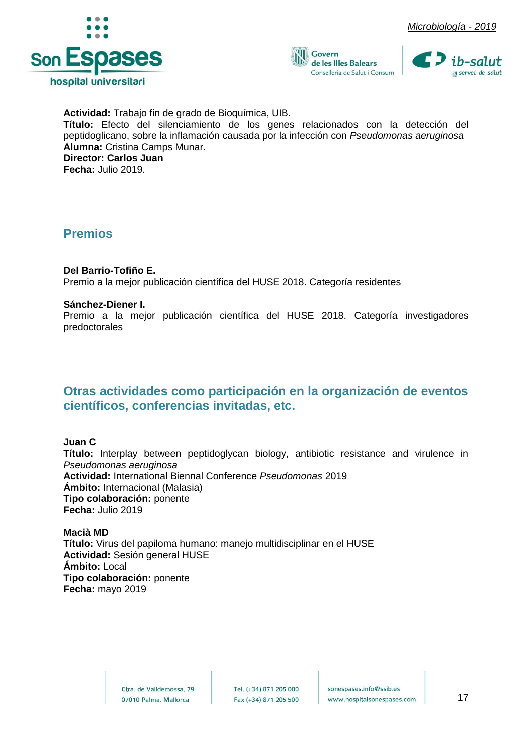**Actividad:** Trabajo fin de grado de Bioquímica, UIB.
**Título:** Efecto del silenciamiento de los genes relacionados con la detección del peptidoglicano, sobre la inflamación causada por la infección con *Pseudomonas aeruginosa*
**Alumna:** Cristina Camps Munar.
**Director: Carlos Juan**
**Fecha:** Julio 2019.

## Premios

**Del Barrio-Tofiño E.**
Premio a la mejor publicación científica del HUSE 2018. Categoría residentes

**Sánchez-Diener I.**
Premio a la mejor publicación científica del HUSE 2018. Categoría investigadores predoctorales

## Otras actividades como participación en la organización de eventos científicos, conferencias invitadas, etc.

**Juan C**
**Título:** Interplay between peptidoglycan biology, antibiotic resistance and virulence in *Pseudomonas aeruginosa*
**Actividad:** International Biennal Conference *Pseudomonas* 2019
**Ámbito:** Internacional (Malasia)
**Tipo colaboración:** ponente
**Fecha:** Julio 2019

**Macià MD**
**Título:** Virus del papiloma humano: manejo multidisciplinar en el HUSE
**Actividad:** Sesión general HUSE
**Ámbito:** Local
**Tipo colaboración:** ponente
**Fecha:** mayo 2019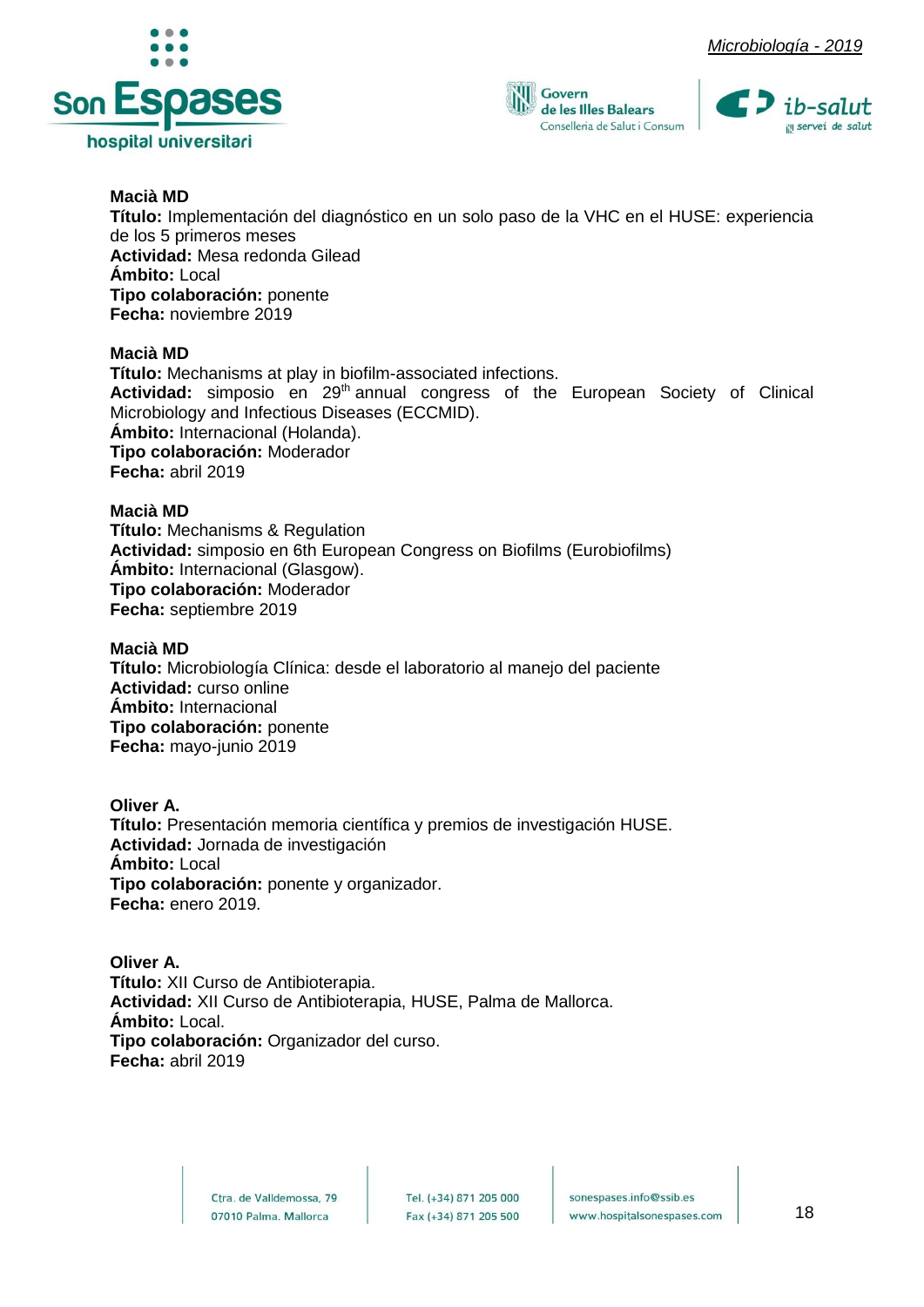**Macià MD**
**Título:** Implementación del diagnóstico en un solo paso de la VHC en el HUSE: experiencia de los 5 primeros meses
**Actividad:** Mesa redonda Gilead
**Ámbito:** Local
**Tipo colaboración:** ponente
**Fecha:** noviembre 2019

**Macià MD**
**Título:** Mechanisms at play in biofilm-associated infections.
**Actividad:** simposio en 29th annual congress of the European Society of Clinical Microbiology and Infectious Diseases (ECCMID).
**Ámbito:** Internacional (Holanda).
**Tipo colaboración:** Moderador
**Fecha:** abril 2019

**Macià MD**
**Título:** Mechanisms & Regulation
**Actividad:** simposio en 6th European Congress on Biofilms (Eurobiofilms)
**Ámbito:** Internacional (Glasgow).
**Tipo colaboración:** Moderador
**Fecha:** septiembre 2019

**Macià MD**
**Título:** Microbiología Clínica: desde el laboratorio al manejo del paciente
**Actividad:** curso online
**Ámbito:** Internacional
**Tipo colaboración:** ponente
**Fecha:** mayo-junio 2019

**Oliver A.**
**Título:** Presentación memoria científica y premios de investigación HUSE.
**Actividad:** Jornada de investigación
**Ámbito:** Local
**Tipo colaboración:** ponente y organizador.
**Fecha:** enero 2019.

**Oliver A.**
**Título:** XII Curso de Antibioterapia.
**Actividad:** XII Curso de Antibioterapia, HUSE, Palma de Mallorca.
**Ámbito:** Local.
**Tipo colaboración:** Organizador del curso.
**Fecha:** abril 2019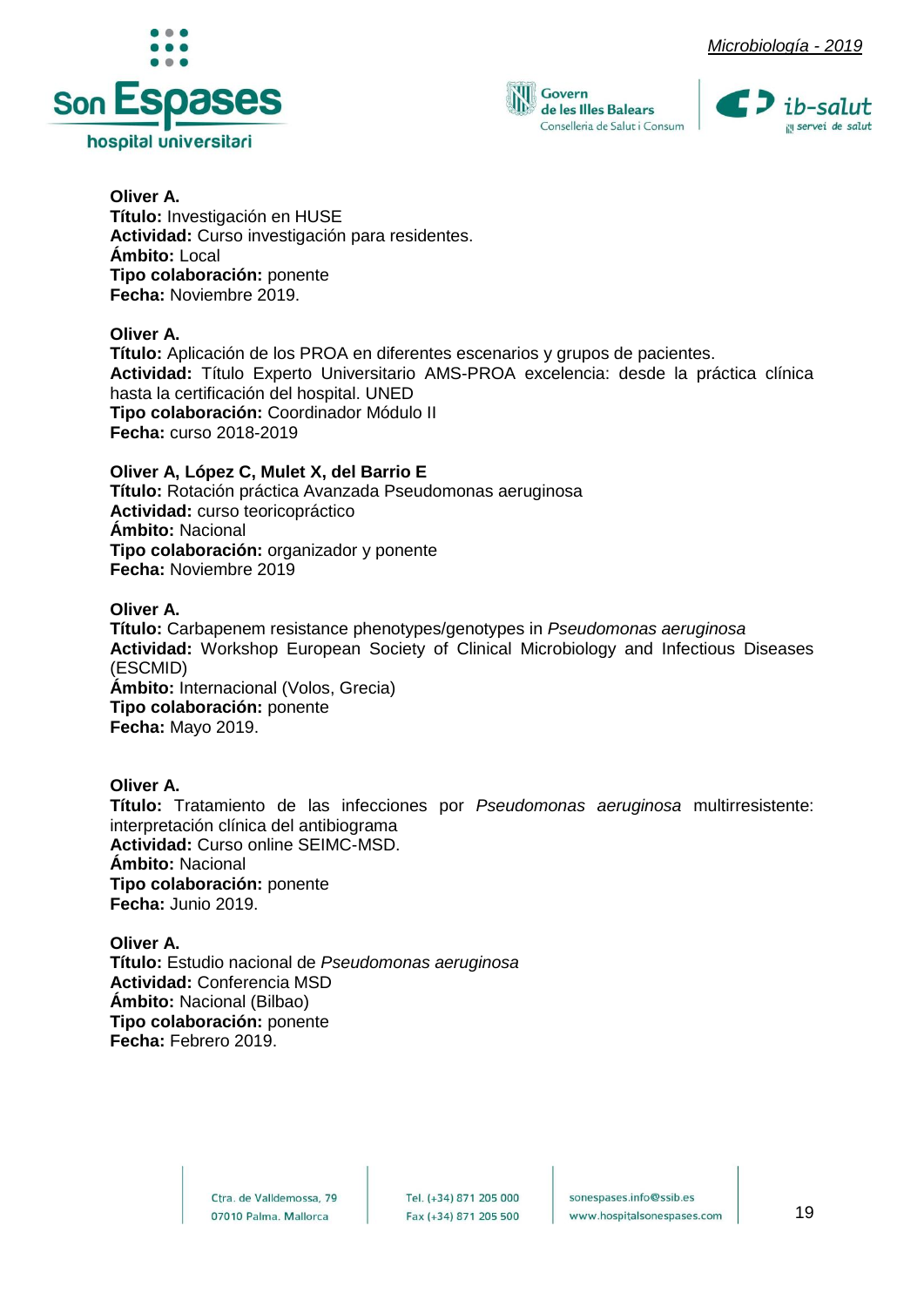**Oliver A.**
**Título:** Investigación en HUSE
**Actividad:** Curso investigación para residentes.
**Ámbito:** Local
**Tipo colaboración:** ponente
**Fecha:** Noviembre 2019.

**Oliver A.**
**Título:** Aplicación de los PROA en diferentes escenarios y grupos de pacientes.
**Actividad:** Título Experto Universitario AMS-PROA excelencia: desde la práctica clínica hasta la certificación del hospital. UNED
**Tipo colaboración:** Coordinador Módulo II
**Fecha:** curso 2018-2019

**Oliver A, López C, Mulet X, del Barrio E**
**Título:** Rotación práctica Avanzada Pseudomonas aeruginosa
**Actividad:** curso teoricopráctico
**Ámbito:** Nacional
**Tipo colaboración:** organizador y ponente
**Fecha:** Noviembre 2019

**Oliver A.**
**Título:** Carbapenem resistance phenotypes/genotypes in *Pseudomonas aeruginosa*
**Actividad:** Workshop European Society of Clinical Microbiology and Infectious Diseases (ESCMID)
**Ámbito:** Internacional (Volos, Grecia)
**Tipo colaboración:** ponente
**Fecha:** Mayo 2019.

**Oliver A.**
**Título:** Tratamiento de las infecciones por *Pseudomonas aeruginosa* multirresistente: interpretación clínica del antibiograma
**Actividad:** Curso online SEIMC-MSD.
**Ámbito:** Nacional
**Tipo colaboración:** ponente
**Fecha:** Junio 2019.

**Oliver A.**
**Título:** Estudio nacional de *Pseudomonas aeruginosa*
**Actividad:** Conferencia MSD
**Ámbito:** Nacional (Bilbao)
**Tipo colaboración:** ponente
**Fecha:** Febrero 2019.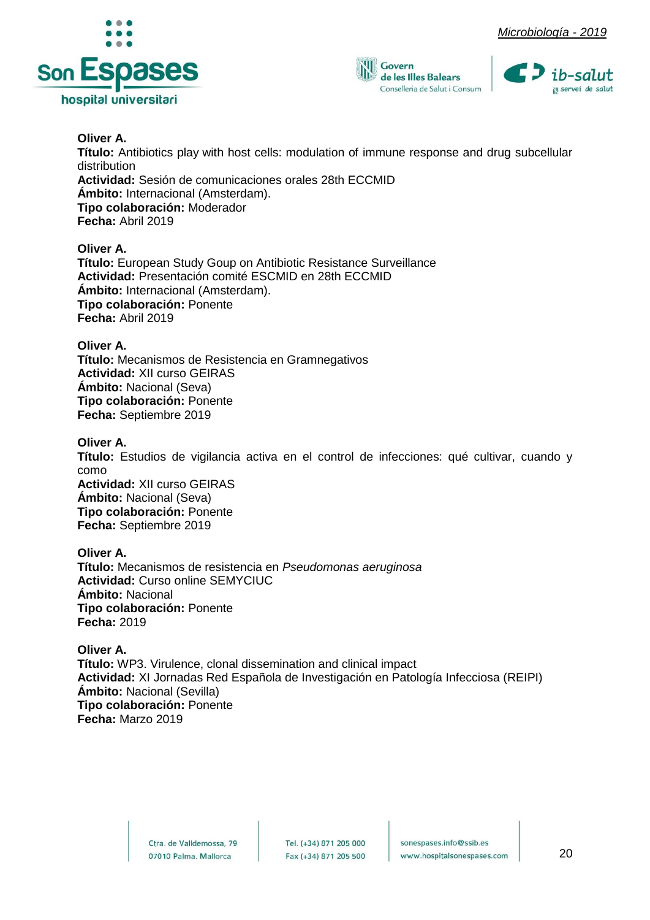**Oliver A.**
**Título:** Antibiotics play with host cells: modulation of immune response and drug subcellular distribution
**Actividad:** Sesión de comunicaciones orales 28th ECCMID
**Ámbito:** Internacional (Amsterdam).
**Tipo colaboración:** Moderador
**Fecha:** Abril 2019

**Oliver A.**
**Título:** European Study Goup on Antibiotic Resistance Surveillance
**Actividad:** Presentación comité ESCMID en 28th ECCMID
**Ámbito:** Internacional (Amsterdam).
**Tipo colaboración:** Ponente
**Fecha:** Abril 2019

**Oliver A.**
**Título:** Mecanismos de Resistencia en Gramnegativos
**Actividad:** XII curso GEIRAS
**Ámbito:** Nacional (Seva)
**Tipo colaboración:** Ponente
**Fecha:** Septiembre 2019

**Oliver A.**
**Título:** Estudios de vigilancia activa en el control de infecciones: qué cultivar, cuando y como
**Actividad:** XII curso GEIRAS
**Ámbito:** Nacional (Seva)
**Tipo colaboración:** Ponente
**Fecha:** Septiembre 2019

**Oliver A.**
**Título:** Mecanismos de resistencia en *Pseudomonas aeruginosa*
**Actividad:** Curso online SEMYCIUC
**Ámbito:** Nacional
**Tipo colaboración:** Ponente
**Fecha:** 2019

**Oliver A.**
**Título:** WP3. Virulence, clonal dissemination and clinical impact
**Actividad:** XI Jornadas Red Española de Investigación en Patología Infecciosa (REIPI)
**Ámbito:** Nacional (Sevilla)
**Tipo colaboración:** Ponente
**Fecha:** Marzo 2019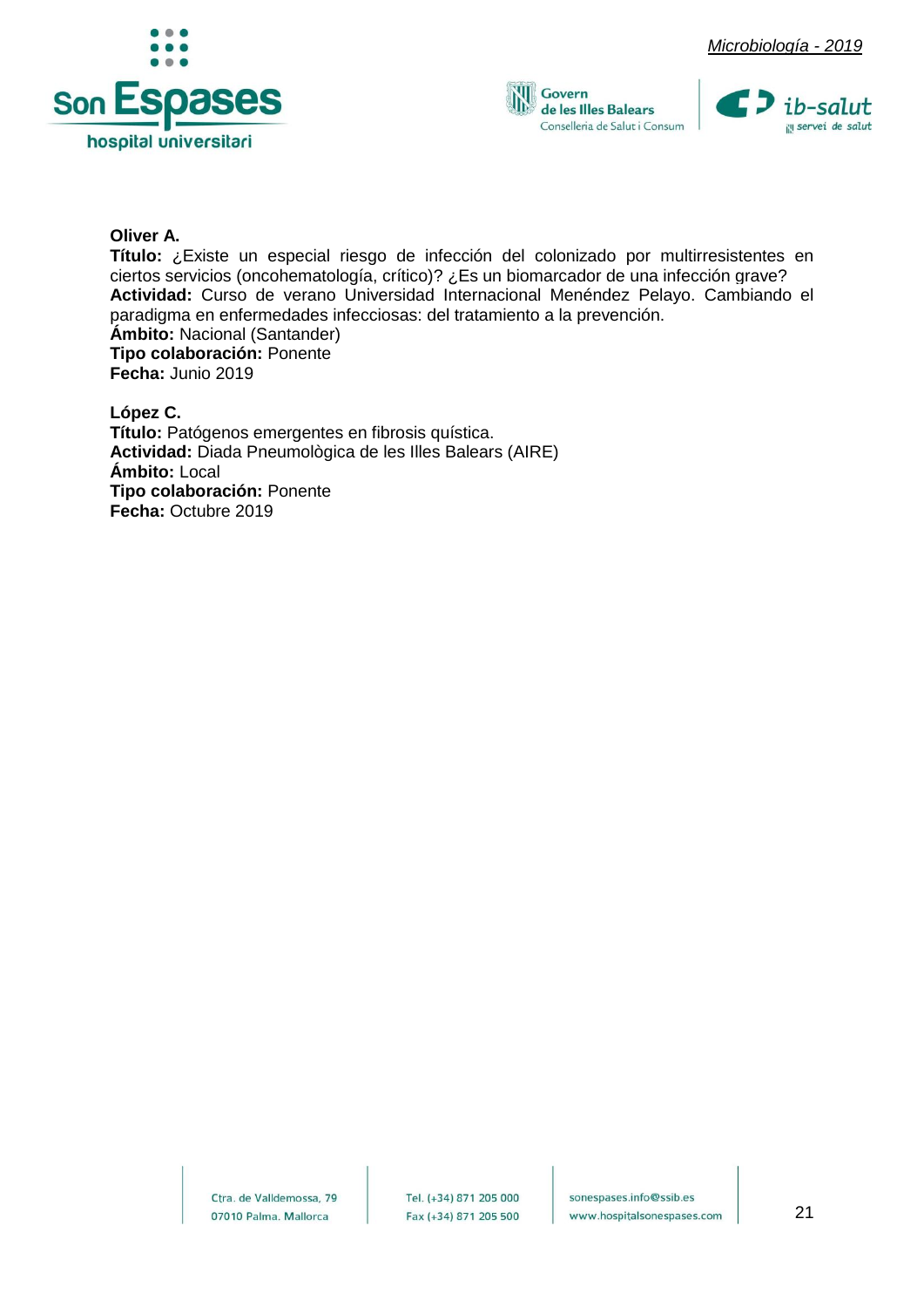**Oliver A.**
**Título:** ¿Existe un especial riesgo de infección del colonizado por multirresistentes en ciertos servicios (oncohematología, crítico)? ¿Es un biomarcador de una infección grave?
**Actividad:** Curso de verano Universidad Internacional Menéndez Pelayo. Cambiando el paradigma en enfermedades infecciosas: del tratamiento a la prevención.
**Ámbito:** Nacional (Santander)
**Tipo colaboración:** Ponente
**Fecha:** Junio 2019

**López C.**
**Título:** Patógenos emergentes en fibrosis quística.
**Actividad:** Diada Pneumològica de les Illes Balears (AIRE)
**Ámbito:** Local
**Tipo colaboración:** Ponente
**Fecha:** Octubre 2019